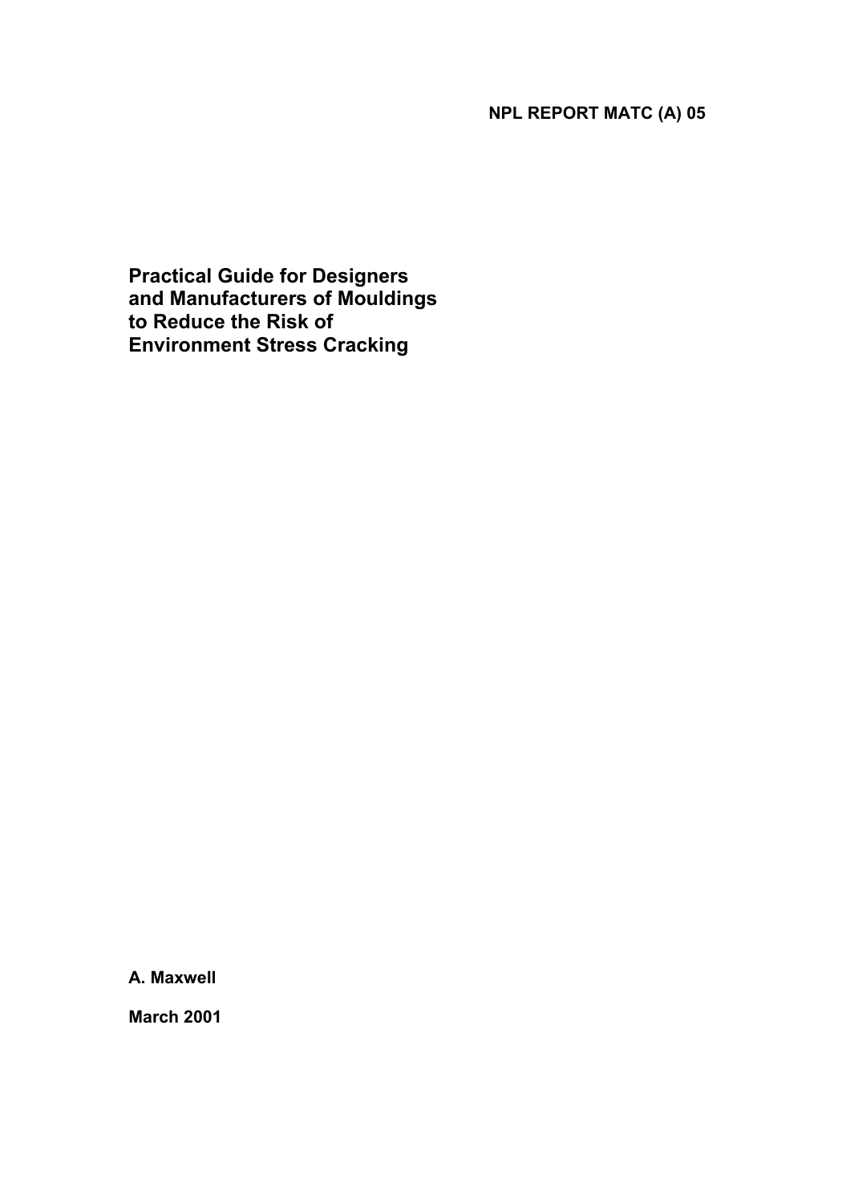**NPL REPORT MATC (A) 05**

# Practical Guide for Designers and Manufacturers of Mouldings to Reduce the Risk of Environment Stress Cracking

**A. Maxwell**

**March 2001**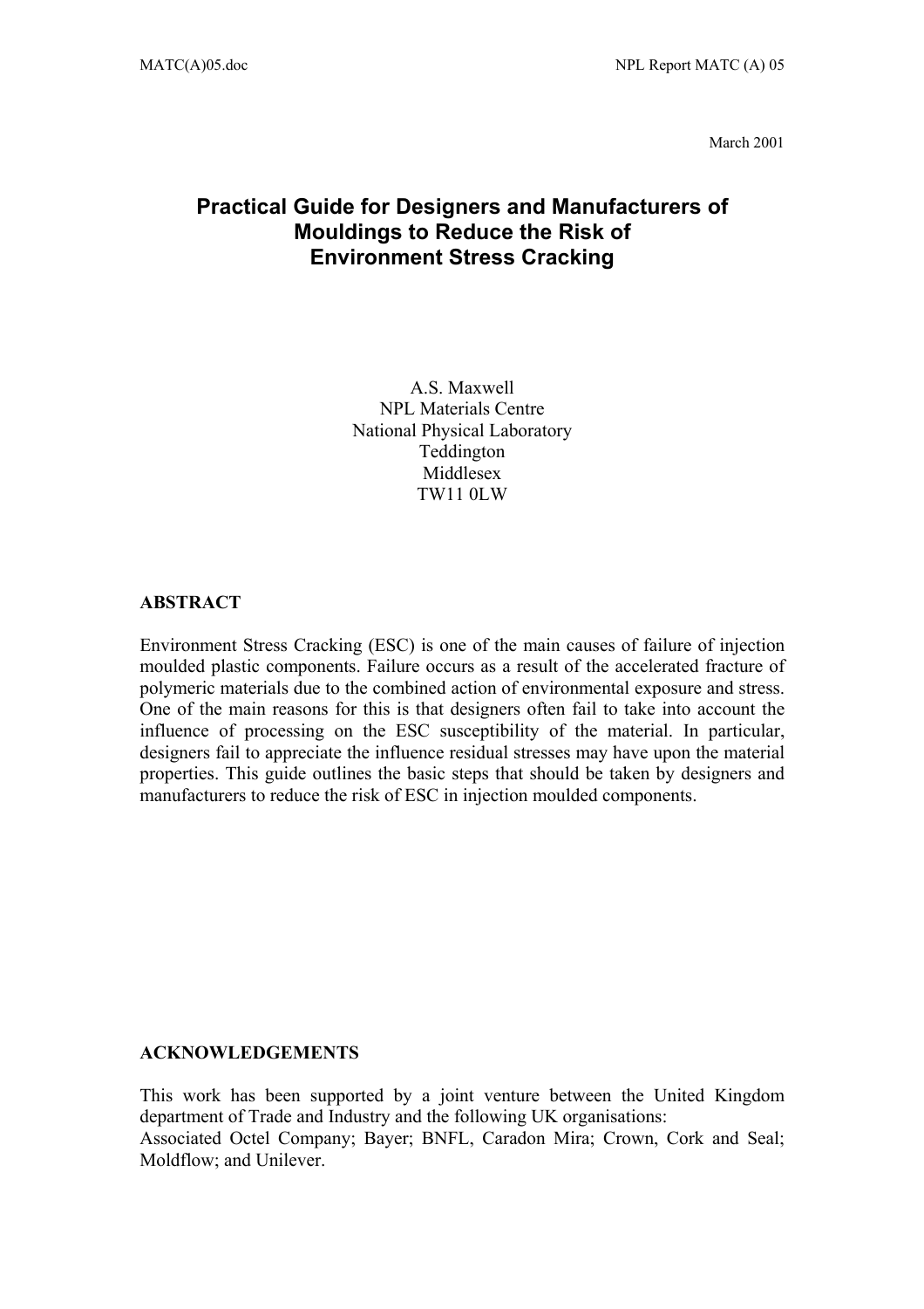March 2001

# Practical Guide for Designers and Manufacturers of Mouldings to Reduce the Risk of Environment Stress Cracking

A.S. Maxwell
NPL Materials Centre
National Physical Laboratory
Teddington
Middlesex
TW11 0LW

## ABSTRACT

Environment Stress Cracking (ESC) is one of the main causes of failure of injection moulded plastic components. Failure occurs as a result of the accelerated fracture of polymeric materials due to the combined action of environmental exposure and stress. One of the main reasons for this is that designers often fail to take into account the influence of processing on the ESC susceptibility of the material. In particular, designers fail to appreciate the influence residual stresses may have upon the material properties. This guide outlines the basic steps that should be taken by designers and manufacturers to reduce the risk of ESC in injection moulded components.

## ACKNOWLEDGEMENTS

This work has been supported by a joint venture between the United Kingdom department of Trade and Industry and the following UK organisations:
Associated Octel Company; Bayer; BNFL, Caradon Mira; Crown, Cork and Seal; Moldflow; and Unilever.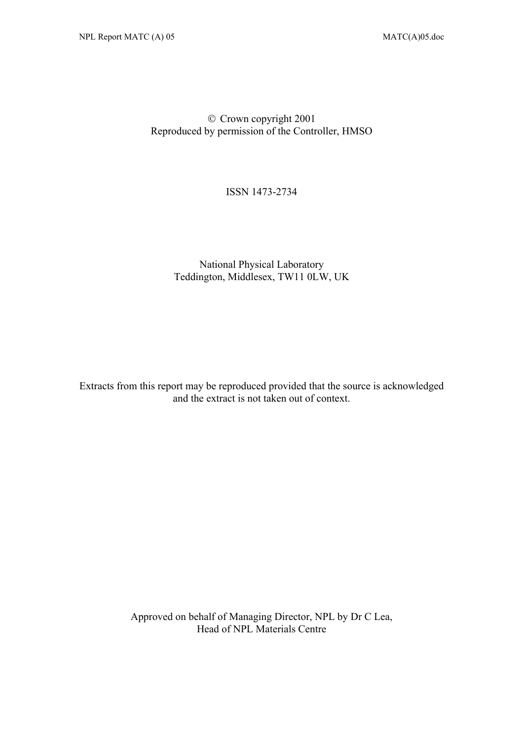© Crown copyright 2001
Reproduced by permission of the Controller, HMSO

ISSN 1473-2734

National Physical Laboratory
Teddington, Middlesex, TW11 0LW, UK

Extracts from this report may be reproduced provided that the source is acknowledged and the extract is not taken out of context.

Approved on behalf of Managing Director, NPL by Dr C Lea,
Head of NPL Materials Centre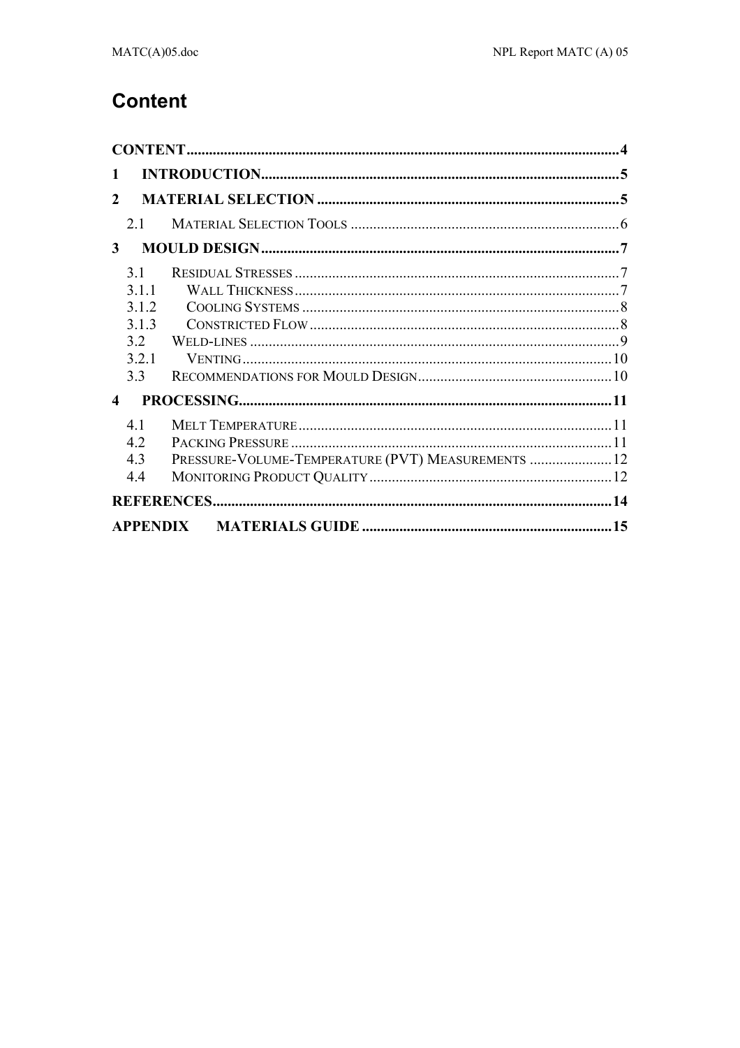# Content

CONTENT....................................................................................................................4

1 INTRODUCTION...............................................................................................5

2 MATERIAL SELECTION ................................................................................5

2.1 MATERIAL SELECTION TOOLS .......................................................................6

3 MOULD DESIGN...............................................................................................7

3.1 RESIDUAL STRESSES ......................................................................................7

3.1.1 WALL THICKNESS......................................................................................7

3.1.2 COOLING SYSTEMS ....................................................................................8

3.1.3 CONSTRICTED FLOW..................................................................................8

3.2 WELD-LINES ..................................................................................................9

3.2.1 VENTING..................................................................................................10

3.3 RECOMMENDATIONS FOR MOULD DESIGN....................................................10

4 PROCESSING..................................................................................................11

4.1 MELT TEMPERATURE...................................................................................11

4.2 PACKING PRESSURE .....................................................................................11

4.3 PRESSURE-VOLUME-TEMPERATURE (PVT) MEASUREMENTS ......................12

4.4 MONITORING PRODUCT QUALITY................................................................12

REFERENCES.........................................................................................................14

APPENDIX MATERIALS GUIDE ..................................................................15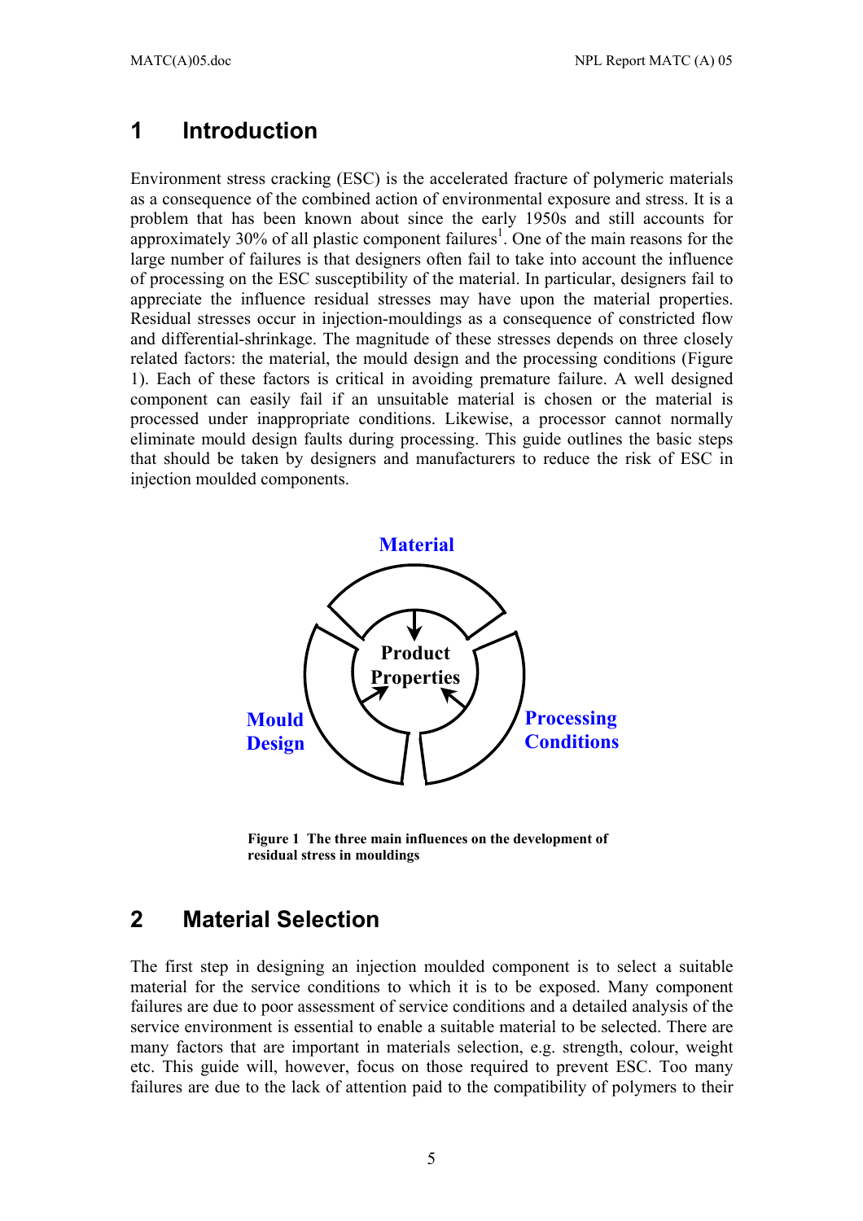# 1 Introduction

Environment stress cracking (ESC) is the accelerated fracture of polymeric materials as a consequence of the combined action of environmental exposure and stress. It is a problem that has been known about since the early 1950s and still accounts for approximately 30% of all plastic component failures[1]. One of the main reasons for the large number of failures is that designers often fail to take into account the influence of processing on the ESC susceptibility of the material. In particular, designers fail to appreciate the influence residual stresses may have upon the material properties. Residual stresses occur in injection-mouldings as a consequence of constricted flow and differential-shrinkage. The magnitude of these stresses depends on three closely related factors: the material, the mould design and the processing conditions (Figure 1). Each of these factors is critical in avoiding premature failure. A well designed component can easily fail if an unsuitable material is chosen or the material is processed under inappropriate conditions. Likewise, a processor cannot normally eliminate mould design faults during processing. This guide outlines the basic steps that should be taken by designers and manufacturers to reduce the risk of ESC in injection moulded components.

Material

Product Properties

Mould Design

Processing Conditions

**Figure 1 The three main influences on the development of residual stress in mouldings**

# 2 Material Selection

The first step in designing an injection moulded component is to select a suitable material for the service conditions to which it is to be exposed. Many component failures are due to poor assessment of service conditions and a detailed analysis of the service environment is essential to enable a suitable material to be selected. There are many factors that are important in materials selection, e.g. strength, colour, weight etc. This guide will, however, focus on those required to prevent ESC. Too many failures are due to the lack of attention paid to the compatibility of polymers to their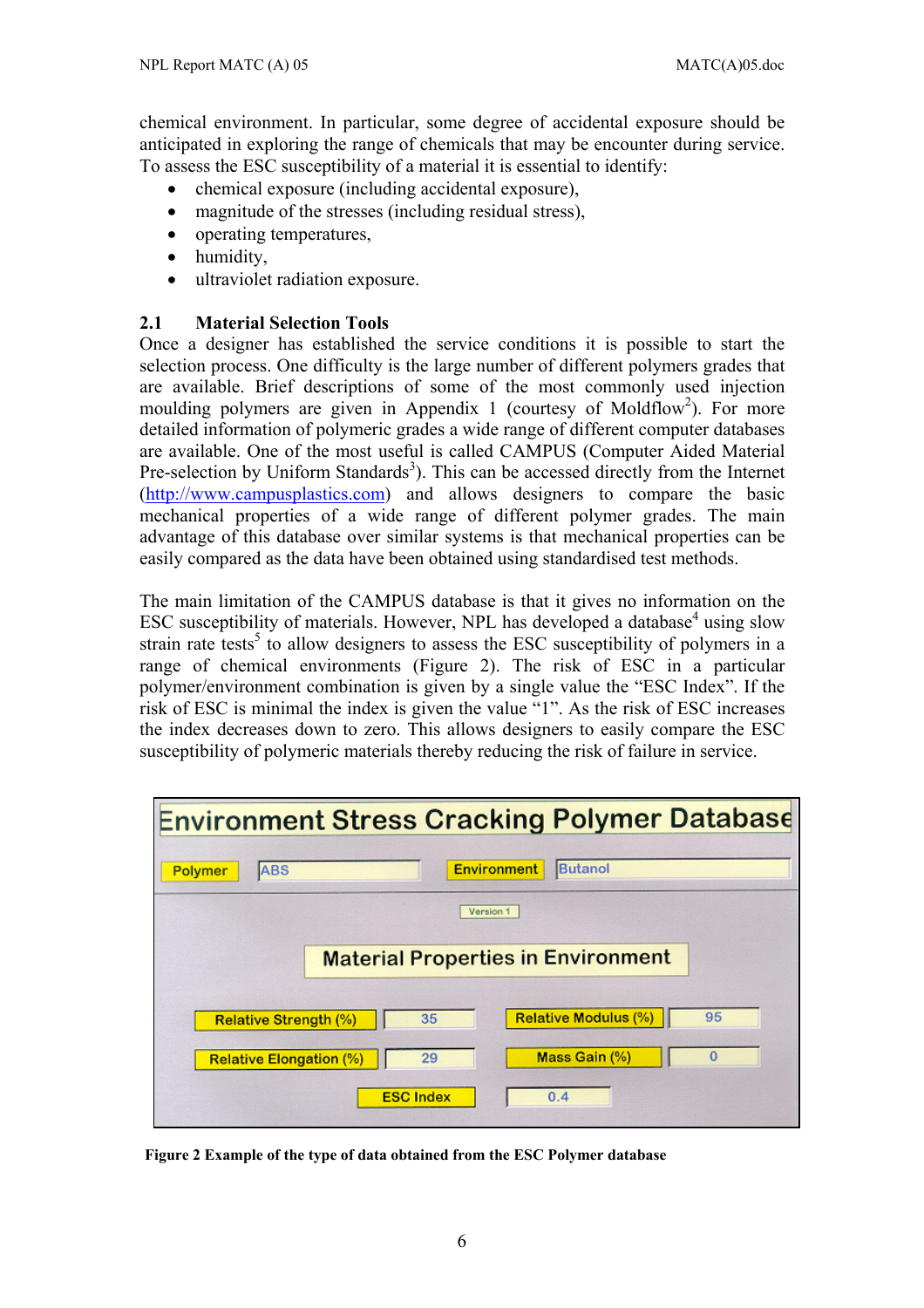chemical environment. In particular, some degree of accidental exposure should be anticipated in exploring the range of chemicals that may be encounter during service. To assess the ESC susceptibility of a material it is essential to identify:

- chemical exposure (including accidental exposure),
- magnitude of the stresses (including residual stress),
- operating temperatures,
- humidity,
- ultraviolet radiation exposure.

## 2.1 Material Selection Tools

Once a designer has established the service conditions it is possible to start the selection process. One difficulty is the large number of different polymers grades that are available. Brief descriptions of some of the most commonly used injection moulding polymers are given in Appendix 1 (courtesy of Moldflow[2]). For more detailed information of polymeric grades a wide range of different computer databases are available. One of the most useful is called CAMPUS (Computer Aided Material Pre-selection by Uniform Standards[3]). This can be accessed directly from the Internet (http://www.campusplastics.com) and allows designers to compare the basic mechanical properties of a wide range of different polymer grades. The main advantage of this database over similar systems is that mechanical properties can be easily compared as the data have been obtained using standardised test methods.

The main limitation of the CAMPUS database is that it gives no information on the ESC susceptibility of materials. However, NPL has developed a database[4] using slow strain rate tests[5] to allow designers to assess the ESC susceptibility of polymers in a range of chemical environments (Figure 2). The risk of ESC in a particular polymer/environment combination is given by a single value the "ESC Index". If the risk of ESC is minimal the index is given the value "1". As the risk of ESC increases the index decreases down to zero. This allows designers to easily compare the ESC susceptibility of polymeric materials thereby reducing the risk of failure in service.

**Environment Stress Cracking Polymer Database**

Polymer: ABS | Environment: Butanol

Version 1

**Material Properties in Environment**

| Property | Value | Property | Value |
|---|---|---|---|
| Relative Strength (%) | 35 | Relative Modulus (%) | 95 |
| Relative Elongation (%) | 29 | Mass Gain (%) | 0 |
| ESC Index | 0.4 | | |

**Figure 2 Example of the type of data obtained from the ESC Polymer database**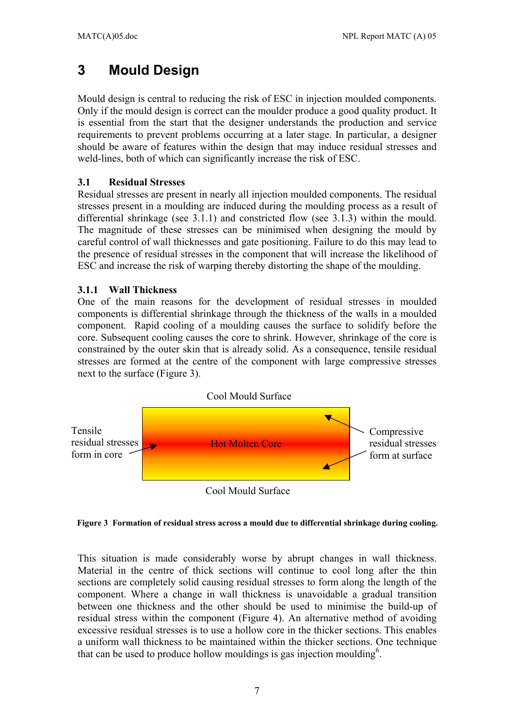# 3 Mould Design

Mould design is central to reducing the risk of ESC in injection moulded components. Only if the mould design is correct can the moulder produce a good quality product. It is essential from the start that the designer understands the production and service requirements to prevent problems occurring at a later stage. In particular, a designer should be aware of features within the design that may induce residual stresses and weld-lines, both of which can significantly increase the risk of ESC.

## 3.1 Residual Stresses

Residual stresses are present in nearly all injection moulded components. The residual stresses present in a moulding are induced during the moulding process as a result of differential shrinkage (see 3.1.1) and constricted flow (see 3.1.3) within the mould. The magnitude of these stresses can be minimised when designing the mould by careful control of wall thicknesses and gate positioning. Failure to do this may lead to the presence of residual stresses in the component that will increase the likelihood of ESC and increase the risk of warping thereby distorting the shape of the moulding.

### 3.1.1 Wall Thickness

One of the main reasons for the development of residual stresses in moulded components is differential shrinkage through the thickness of the walls in a moulded component. Rapid cooling of a moulding causes the surface to solidify before the core. Subsequent cooling causes the core to shrink. However, shrinkage of the core is constrained by the outer skin that is already solid. As a consequence, tensile residual stresses are formed at the centre of the component with large compressive stresses next to the surface (Figure 3).

Cool Mould Surface

Tensile residual stresses form in core

Hot Molten Core

Compressive residual stresses form at surface

Cool Mould Surface

**Figure 3 Formation of residual stress across a mould due to differential shrinkage during cooling.**

This situation is made considerably worse by abrupt changes in wall thickness. Material in the centre of thick sections will continue to cool long after the thin sections are completely solid causing residual stresses to form along the length of the component. Where a change in wall thickness is unavoidable a gradual transition between one thickness and the other should be used to minimise the build-up of residual stress within the component (Figure 4). An alternative method of avoiding excessive residual stresses is to use a hollow core in the thicker sections. This enables a uniform wall thickness to be maintained within the thicker sections. One technique that can be used to produce hollow mouldings is gas injection moulding[6].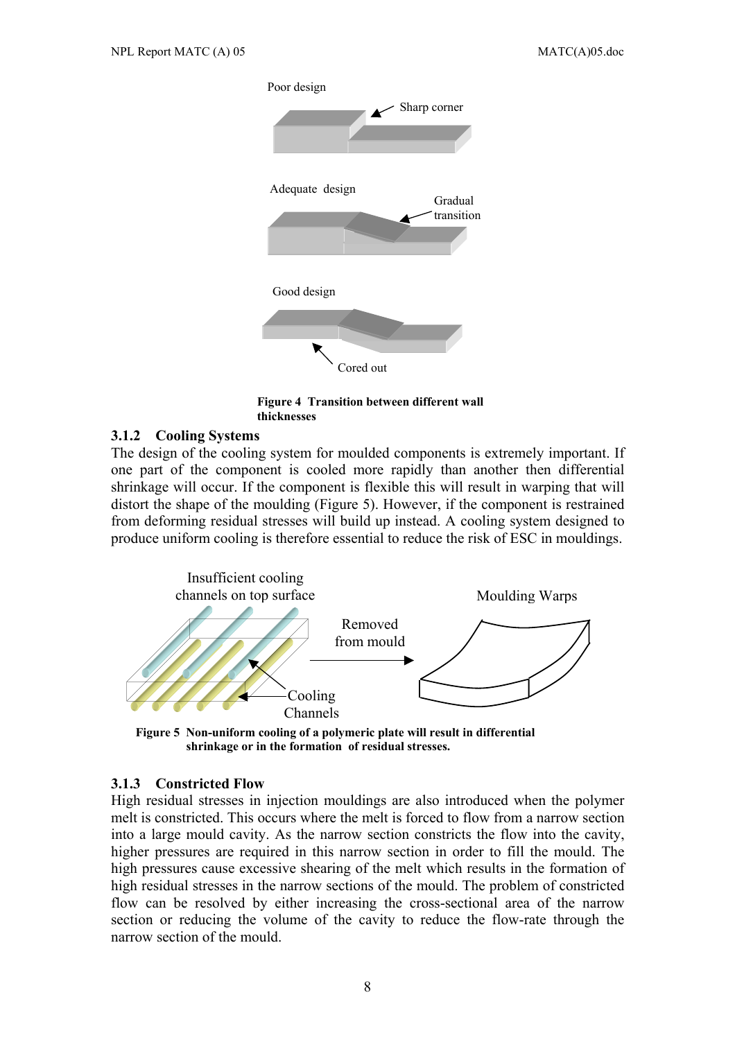Poor design

Sharp corner

Adequate design

Gradual transition

Good design

Cored out

**Figure 4 Transition between different wall thicknesses**

### 3.1.2 Cooling Systems

The design of the cooling system for moulded components is extremely important. If one part of the component is cooled more rapidly than another then differential shrinkage will occur. If the component is flexible this will result in warping that will distort the shape of the moulding (Figure 5). However, if the component is restrained from deforming residual stresses will build up instead. A cooling system designed to produce uniform cooling is therefore essential to reduce the risk of ESC in mouldings.

Insufficient cooling channels on top surface

Removed from mould

Moulding Warps

Cooling Channels

**Figure 5 Non-uniform cooling of a polymeric plate will result in differential shrinkage or in the formation of residual stresses.**

### 3.1.3 Constricted Flow

High residual stresses in injection mouldings are also introduced when the polymer melt is constricted. This occurs where the melt is forced to flow from a narrow section into a large mould cavity. As the narrow section constricts the flow into the cavity, higher pressures are required in this narrow section in order to fill the mould. The high pressures cause excessive shearing of the melt which results in the formation of high residual stresses in the narrow sections of the mould. The problem of constricted flow can be resolved by either increasing the cross-sectional area of the narrow section or reducing the volume of the cavity to reduce the flow-rate through the narrow section of the mould.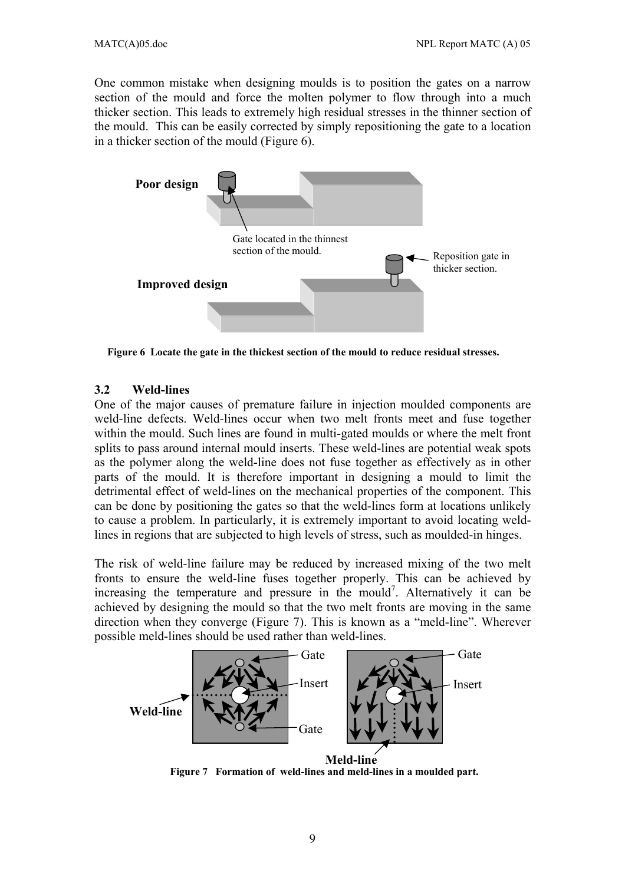One common mistake when designing moulds is to position the gates on a narrow section of the mould and force the molten polymer to flow through into a much thicker section. This leads to extremely high residual stresses in the thinner section of the mould. This can be easily corrected by simply repositioning the gate to a location in a thicker section of the mould (Figure 6).

**Figure 6 Locate the gate in the thickest section of the mould to reduce residual stresses.**

### 3.2 Weld-lines

One of the major causes of premature failure in injection moulded components are weld-line defects. Weld-lines occur when two melt fronts meet and fuse together within the mould. Such lines are found in multi-gated moulds or where the melt front splits to pass around internal mould inserts. These weld-lines are potential weak spots as the polymer along the weld-line does not fuse together as effectively as in other parts of the mould. It is therefore important in designing a mould to limit the detrimental effect of weld-lines on the mechanical properties of the component. This can be done by positioning the gates so that the weld-lines form at locations unlikely to cause a problem. In particularly, it is extremely important to avoid locating weld-lines in regions that are subjected to high levels of stress, such as moulded-in hinges.

The risk of weld-line failure may be reduced by increased mixing of the two melt fronts to ensure the weld-line fuses together properly. This can be achieved by increasing the temperature and pressure in the mould[7]. Alternatively it can be achieved by designing the mould so that the two melt fronts are moving in the same direction when they converge (Figure 7). This is known as a "meld-line". Wherever possible meld-lines should be used rather than weld-lines.

**Figure 7 Formation of weld-lines and meld-lines in a moulded part.**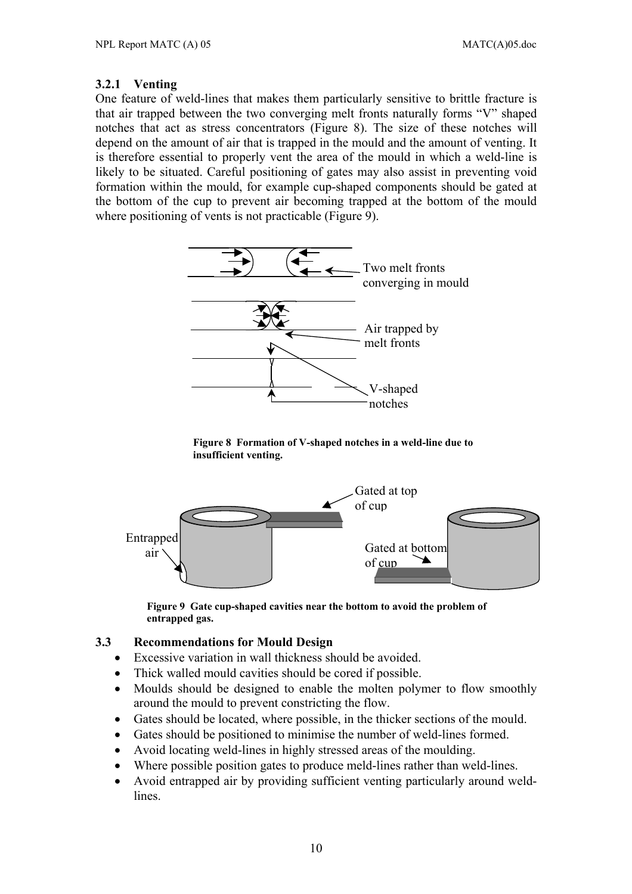### 3.2.1 Venting

One feature of weld-lines that makes them particularly sensitive to brittle fracture is that air trapped between the two converging melt fronts naturally forms "V" shaped notches that act as stress concentrators (Figure 8). The size of these notches will depend on the amount of air that is trapped in the mould and the amount of venting. It is therefore essential to properly vent the area of the mould in which a weld-line is likely to be situated. Careful positioning of gates may also assist in preventing void formation within the mould, for example cup-shaped components should be gated at the bottom of the cup to prevent air becoming trapped at the bottom of the mould where positioning of vents is not practicable (Figure 9).

**Figure 8 Formation of V-shaped notches in a weld-line due to insufficient venting.**

**Figure 9 Gate cup-shaped cavities near the bottom to avoid the problem of entrapped gas.**

## 3.3 Recommendations for Mould Design

- Excessive variation in wall thickness should be avoided.
- Thick walled mould cavities should be cored if possible.
- Moulds should be designed to enable the molten polymer to flow smoothly around the mould to prevent constricting the flow.
- Gates should be located, where possible, in the thicker sections of the mould.
- Gates should be positioned to minimise the number of weld-lines formed.
- Avoid locating weld-lines in highly stressed areas of the moulding.
- Where possible position gates to produce meld-lines rather than weld-lines.
- Avoid entrapped air by providing sufficient venting particularly around weld-lines.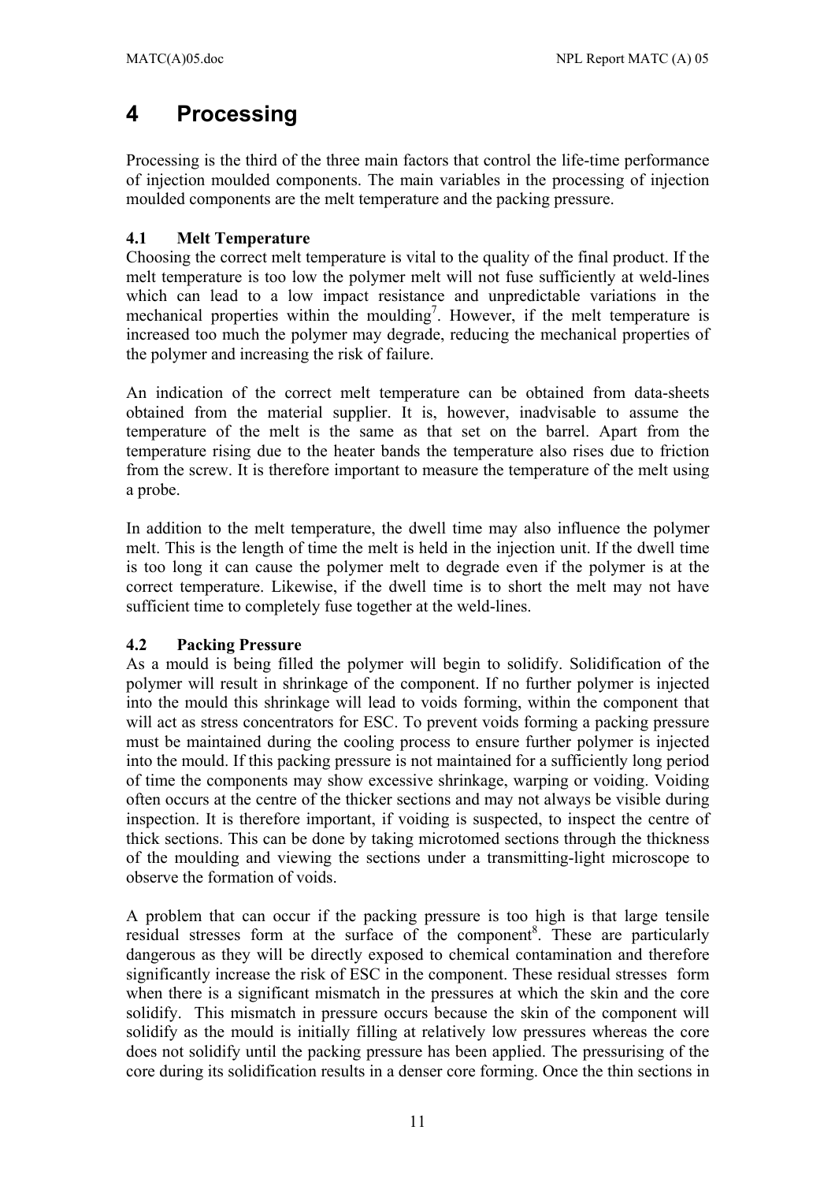# 4 Processing

Processing is the third of the three main factors that control the life-time performance of injection moulded components. The main variables in the processing of injection moulded components are the melt temperature and the packing pressure.

## 4.1 Melt Temperature

Choosing the correct melt temperature is vital to the quality of the final product. If the melt temperature is too low the polymer melt will not fuse sufficiently at weld-lines which can lead to a low impact resistance and unpredictable variations in the mechanical properties within the moulding[7]. However, if the melt temperature is increased too much the polymer may degrade, reducing the mechanical properties of the polymer and increasing the risk of failure.

An indication of the correct melt temperature can be obtained from data-sheets obtained from the material supplier. It is, however, inadvisable to assume the temperature of the melt is the same as that set on the barrel. Apart from the temperature rising due to the heater bands the temperature also rises due to friction from the screw. It is therefore important to measure the temperature of the melt using a probe.

In addition to the melt temperature, the dwell time may also influence the polymer melt. This is the length of time the melt is held in the injection unit. If the dwell time is too long it can cause the polymer melt to degrade even if the polymer is at the correct temperature. Likewise, if the dwell time is to short the melt may not have sufficient time to completely fuse together at the weld-lines.

## 4.2 Packing Pressure

As a mould is being filled the polymer will begin to solidify. Solidification of the polymer will result in shrinkage of the component. If no further polymer is injected into the mould this shrinkage will lead to voids forming, within the component that will act as stress concentrators for ESC. To prevent voids forming a packing pressure must be maintained during the cooling process to ensure further polymer is injected into the mould. If this packing pressure is not maintained for a sufficiently long period of time the components may show excessive shrinkage, warping or voiding. Voiding often occurs at the centre of the thicker sections and may not always be visible during inspection. It is therefore important, if voiding is suspected, to inspect the centre of thick sections. This can be done by taking microtomed sections through the thickness of the moulding and viewing the sections under a transmitting-light microscope to observe the formation of voids.

A problem that can occur if the packing pressure is too high is that large tensile residual stresses form at the surface of the component[8]. These are particularly dangerous as they will be directly exposed to chemical contamination and therefore significantly increase the risk of ESC in the component. These residual stresses form when there is a significant mismatch in the pressures at which the skin and the core solidify. This mismatch in pressure occurs because the skin of the component will solidify as the mould is initially filling at relatively low pressures whereas the core does not solidify until the packing pressure has been applied. The pressurising of the core during its solidification results in a denser core forming. Once the thin sections in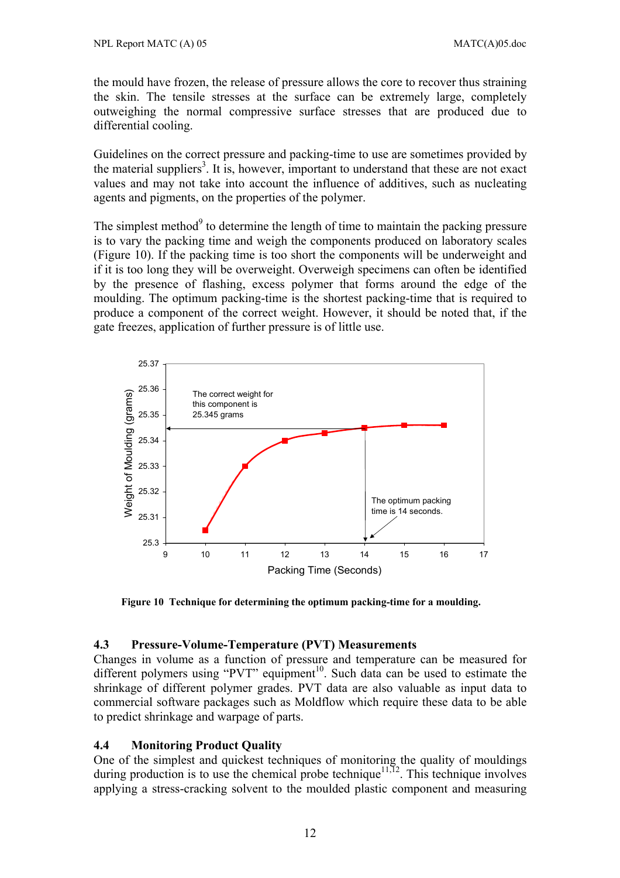the mould have frozen, the release of pressure allows the core to recover thus straining the skin. The tensile stresses at the surface can be extremely large, completely outweighing the normal compressive surface stresses that are produced due to differential cooling.

Guidelines on the correct pressure and packing-time to use are sometimes provided by the material suppliers[3]. It is, however, important to understand that these are not exact values and may not take into account the influence of additives, such as nucleating agents and pigments, on the properties of the polymer.

The simplest method[9] to determine the length of time to maintain the packing pressure is to vary the packing time and weigh the components produced on laboratory scales (Figure 10). If the packing time is too short the components will be underweight and if it is too long they will be overweight. Overweigh specimens can often be identified by the presence of flashing, excess polymer that forms around the edge of the moulding. The optimum packing-time is the shortest packing-time that is required to produce a component of the correct weight. However, it should be noted that, if the gate freezes, application of further pressure is of little use.

**Figure 10 Technique for determining the optimum packing-time for a moulding.**

### 4.3 Pressure-Volume-Temperature (PVT) Measurements

Changes in volume as a function of pressure and temperature can be measured for different polymers using "PVT" equipment[10]. Such data can be used to estimate the shrinkage of different polymer grades. PVT data are also valuable as input data to commercial software packages such as Moldflow which require these data to be able to predict shrinkage and warpage of parts.

### 4.4 Monitoring Product Quality

One of the simplest and quickest techniques of monitoring the quality of mouldings during production is to use the chemical probe technique[11,12]. This technique involves applying a stress-cracking solvent to the moulded plastic component and measuring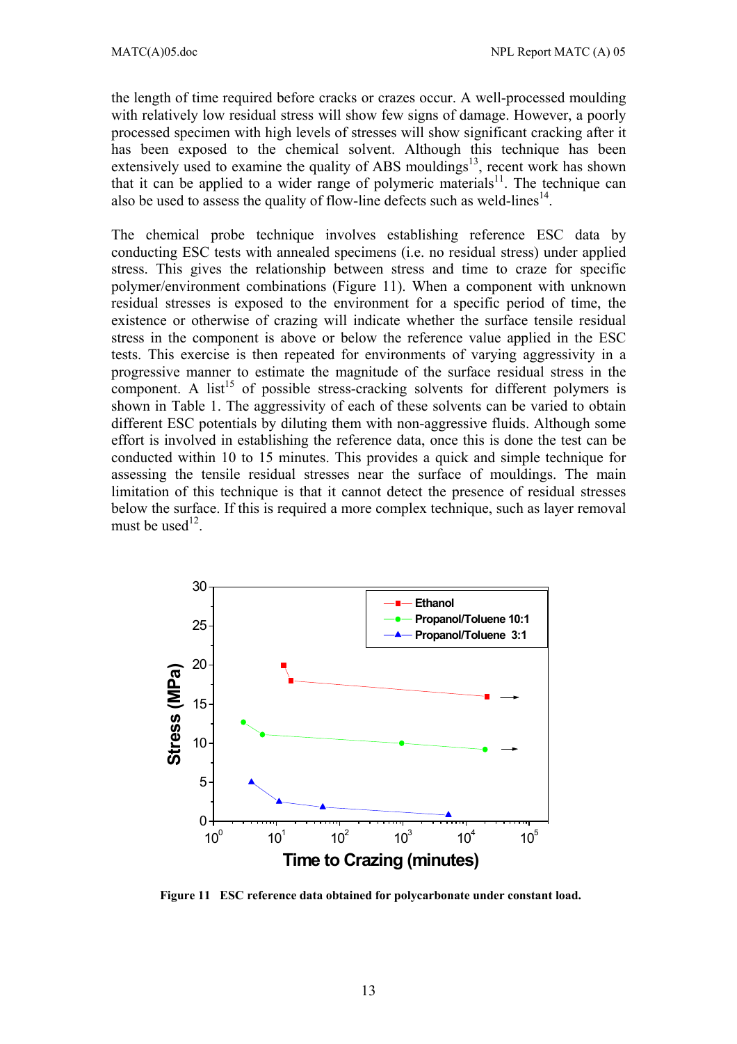the length of time required before cracks or crazes occur. A well-processed moulding with relatively low residual stress will show few signs of damage. However, a poorly processed specimen with high levels of stresses will show significant cracking after it has been exposed to the chemical solvent. Although this technique has been extensively used to examine the quality of ABS mouldings[13], recent work has shown that it can be applied to a wider range of polymeric materials[11]. The technique can also be used to assess the quality of flow-line defects such as weld-lines[14].

The chemical probe technique involves establishing reference ESC data by conducting ESC tests with annealed specimens (i.e. no residual stress) under applied stress. This gives the relationship between stress and time to craze for specific polymer/environment combinations (Figure 11). When a component with unknown residual stresses is exposed to the environment for a specific period of time, the existence or otherwise of crazing will indicate whether the surface tensile residual stress in the component is above or below the reference value applied in the ESC tests. This exercise is then repeated for environments of varying aggressivity in a progressive manner to estimate the magnitude of the surface residual stress in the component. A list[15] of possible stress-cracking solvents for different polymers is shown in Table 1. The aggressivity of each of these solvents can be varied to obtain different ESC potentials by diluting them with non-aggressive fluids. Although some effort is involved in establishing the reference data, once this is done the test can be conducted within 10 to 15 minutes. This provides a quick and simple technique for assessing the tensile residual stresses near the surface of mouldings. The main limitation of this technique is that it cannot detect the presence of residual stresses below the surface. If this is required a more complex technique, such as layer removal must be used[12].

**Figure 11 ESC reference data obtained for polycarbonate under constant load.**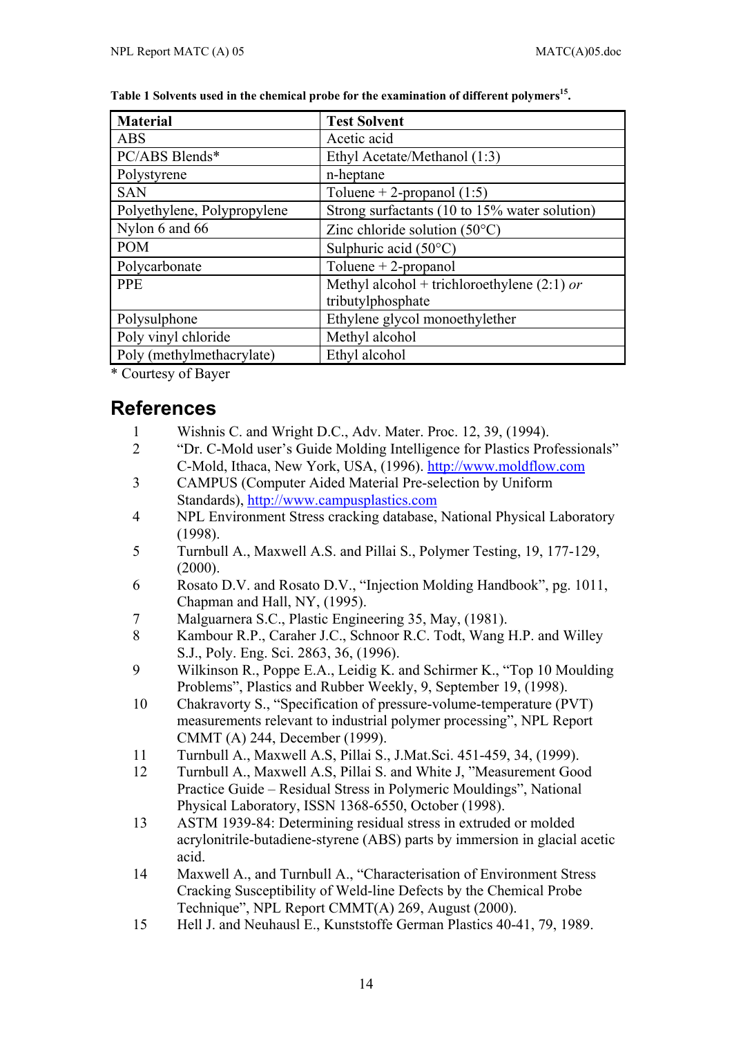**Table 1 Solvents used in the chemical probe for the examination of different polymers[15].**

| Material | Test Solvent |
|---|---|
| ABS | Acetic acid |
| PC/ABS Blends* | Ethyl Acetate/Methanol (1:3) |
| Polystyrene | n-heptane |
| SAN | Toluene + 2-propanol (1:5) |
| Polyethylene, Polypropylene | Strong surfactants (10 to 15% water solution) |
| Nylon 6 and 66 | Zinc chloride solution (50°C) |
| POM | Sulphuric acid (50°C) |
| Polycarbonate | Toluene + 2-propanol |
| PPE | Methyl alcohol + trichloroethylene (2:1) *or* tributylphosphate |
| Polysulphone | Ethylene glycol monoethylether |
| Poly vinyl chloride | Methyl alcohol |
| Poly (methylmethacrylate) | Ethyl alcohol |

\* Courtesy of Bayer

# References

1. Wishnis C. and Wright D.C., Adv. Mater. Proc. 12, 39, (1994).
2. "Dr. C-Mold user's Guide Molding Intelligence for Plastics Professionals" C-Mold, Ithaca, New York, USA, (1996). http://www.moldflow.com
3. CAMPUS (Computer Aided Material Pre-selection by Uniform Standards), http://www.campusplastics.com
4. NPL Environment Stress cracking database, National Physical Laboratory (1998).
5. Turnbull A., Maxwell A.S. and Pillai S., Polymer Testing, 19, 177-129, (2000).
6. Rosato D.V. and Rosato D.V., "Injection Molding Handbook", pg. 1011, Chapman and Hall, NY, (1995).
7. Malguarnera S.C., Plastic Engineering 35, May, (1981).
8. Kambour R.P., Caraher J.C., Schnoor R.C. Todt, Wang H.P. and Willey S.J., Poly. Eng. Sci. 2863, 36, (1996).
9. Wilkinson R., Poppe E.A., Leidig K. and Schirmer K., "Top 10 Moulding Problems", Plastics and Rubber Weekly, 9, September 19, (1998).
10. Chakravorty S., "Specification of pressure-volume-temperature (PVT) measurements relevant to industrial polymer processing", NPL Report CMMT (A) 244, December (1999).
11. Turnbull A., Maxwell A.S, Pillai S., J.Mat.Sci. 451-459, 34, (1999).
12. Turnbull A., Maxwell A.S, Pillai S. and White J, "Measurement Good Practice Guide – Residual Stress in Polymeric Mouldings", National Physical Laboratory, ISSN 1368-6550, October (1998).
13. ASTM 1939-84: Determining residual stress in extruded or molded acrylonitrile-butadiene-styrene (ABS) parts by immersion in glacial acetic acid.
14. Maxwell A., and Turnbull A., "Characterisation of Environment Stress Cracking Susceptibility of Weld-line Defects by the Chemical Probe Technique", NPL Report CMMT(A) 269, August (2000).
15. Hell J. and Neuhausl E., Kunststoffe German Plastics 40-41, 79, 1989.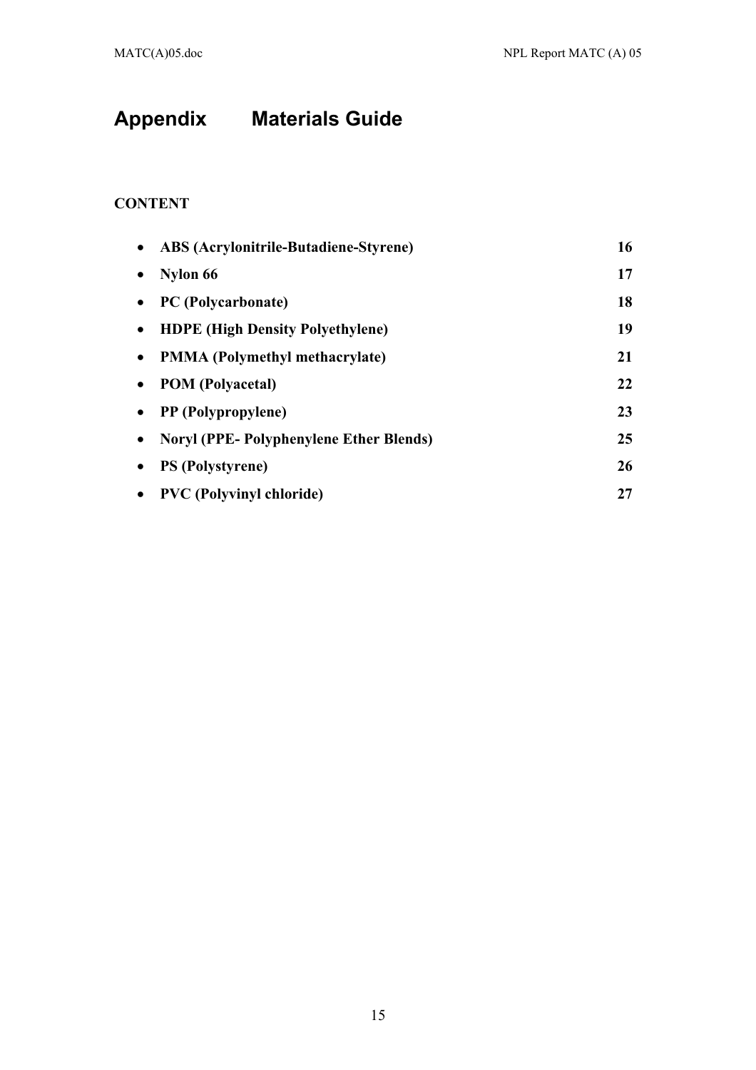# Appendix Materials Guide

**CONTENT**

- **ABS (Acrylonitrile-Butadiene-Styrene)** **16**
- **Nylon 66** **17**
- **PC (Polycarbonate)** **18**
- **HDPE (High Density Polyethylene)** **19**
- **PMMA (Polymethyl methacrylate)** **21**
- **POM (Polyacetal)** **22**
- **PP (Polypropylene)** **23**
- **Noryl (PPE- Polyphenylene Ether Blends)** **25**
- **PS (Polystyrene)** **26**
- **PVC (Polyvinyl chloride)** **27**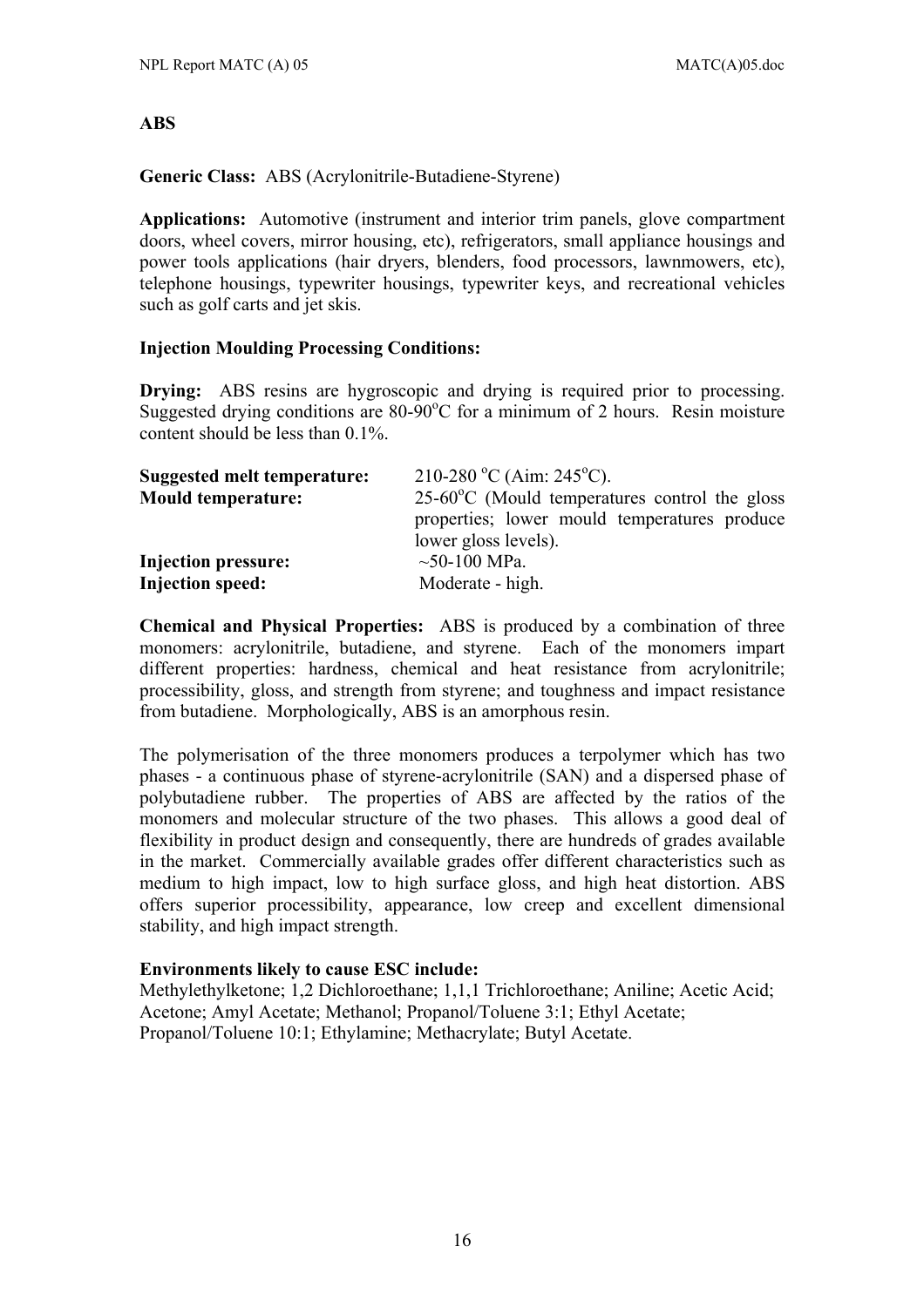## ABS

**Generic Class:** ABS (Acrylonitrile-Butadiene-Styrene)

**Applications:** Automotive (instrument and interior trim panels, glove compartment doors, wheel covers, mirror housing, etc), refrigerators, small appliance housings and power tools applications (hair dryers, blenders, food processors, lawnmowers, etc), telephone housings, typewriter housings, typewriter keys, and recreational vehicles such as golf carts and jet skis.

**Injection Moulding Processing Conditions:**

**Drying:** ABS resins are hygroscopic and drying is required prior to processing. Suggested drying conditions are 80-90°C for a minimum of 2 hours. Resin moisture content should be less than 0.1%.

| | |
|---|---|
| **Suggested melt temperature:** | 210-280 °C (Aim: 245°C). |
| **Mould temperature:** | 25-60°C (Mould temperatures control the gloss properties; lower mould temperatures produce lower gloss levels). |
| **Injection pressure:** | ~50-100 MPa. |
| **Injection speed:** | Moderate - high. |

**Chemical and Physical Properties:** ABS is produced by a combination of three monomers: acrylonitrile, butadiene, and styrene. Each of the monomers impart different properties: hardness, chemical and heat resistance from acrylonitrile; processibility, gloss, and strength from styrene; and toughness and impact resistance from butadiene. Morphologically, ABS is an amorphous resin.

The polymerisation of the three monomers produces a terpolymer which has two phases - a continuous phase of styrene-acrylonitrile (SAN) and a dispersed phase of polybutadiene rubber. The properties of ABS are affected by the ratios of the monomers and molecular structure of the two phases. This allows a good deal of flexibility in product design and consequently, there are hundreds of grades available in the market. Commercially available grades offer different characteristics such as medium to high impact, low to high surface gloss, and high heat distortion. ABS offers superior processibility, appearance, low creep and excellent dimensional stability, and high impact strength.

**Environments likely to cause ESC include:**
Methylethylketone; 1,2 Dichloroethane; 1,1,1 Trichloroethane; Aniline; Acetic Acid; Acetone; Amyl Acetate; Methanol; Propanol/Toluene 3:1; Ethyl Acetate; Propanol/Toluene 10:1; Ethylamine; Methacrylate; Butyl Acetate.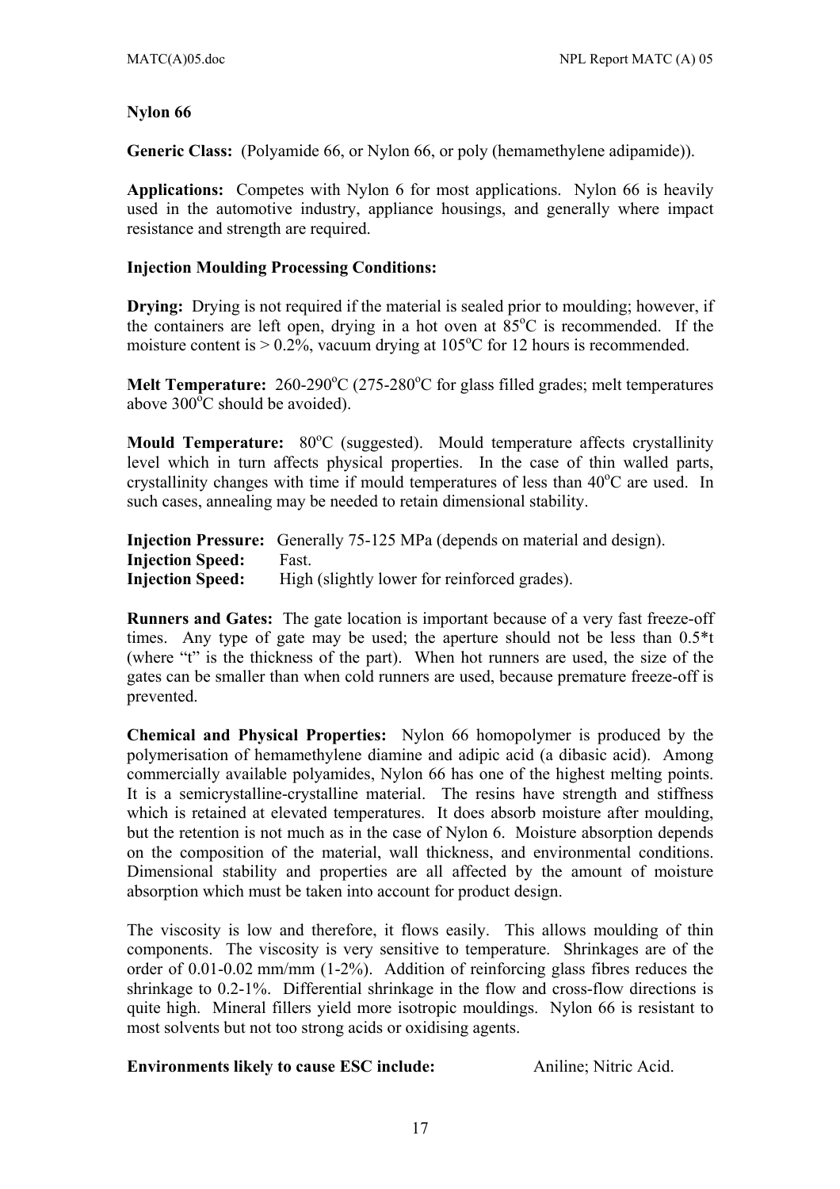**Nylon 66**

**Generic Class:** (Polyamide 66, or Nylon 66, or poly (hemamethylene adipamide)).

**Applications:** Competes with Nylon 6 for most applications. Nylon 66 is heavily used in the automotive industry, appliance housings, and generally where impact resistance and strength are required.

**Injection Moulding Processing Conditions:**

**Drying:** Drying is not required if the material is sealed prior to moulding; however, if the containers are left open, drying in a hot oven at 85°C is recommended. If the moisture content is > 0.2%, vacuum drying at 105°C for 12 hours is recommended.

**Melt Temperature:** 260-290°C (275-280°C for glass filled grades; melt temperatures above 300°C should be avoided).

**Mould Temperature:** 80°C (suggested). Mould temperature affects crystallinity level which in turn affects physical properties. In the case of thin walled parts, crystallinity changes with time if mould temperatures of less than 40°C are used. In such cases, annealing may be needed to retain dimensional stability.

**Injection Pressure:** Generally 75-125 MPa (depends on material and design).
**Injection Speed:** Fast.
**Injection Speed:** High (slightly lower for reinforced grades).

**Runners and Gates:** The gate location is important because of a very fast freeze-off times. Any type of gate may be used; the aperture should not be less than 0.5*t (where "t" is the thickness of the part). When hot runners are used, the size of the gates can be smaller than when cold runners are used, because premature freeze-off is prevented.

**Chemical and Physical Properties:** Nylon 66 homopolymer is produced by the polymerisation of hemamethylene diamine and adipic acid (a dibasic acid). Among commercially available polyamides, Nylon 66 has one of the highest melting points. It is a semicrystalline-crystalline material. The resins have strength and stiffness which is retained at elevated temperatures. It does absorb moisture after moulding, but the retention is not much as in the case of Nylon 6. Moisture absorption depends on the composition of the material, wall thickness, and environmental conditions. Dimensional stability and properties are all affected by the amount of moisture absorption which must be taken into account for product design.

The viscosity is low and therefore, it flows easily. This allows moulding of thin components. The viscosity is very sensitive to temperature. Shrinkages are of the order of 0.01-0.02 mm/mm (1-2%). Addition of reinforcing glass fibres reduces the shrinkage to 0.2-1%. Differential shrinkage in the flow and cross-flow directions is quite high. Mineral fillers yield more isotropic mouldings. Nylon 66 is resistant to most solvents but not too strong acids or oxidising agents.

**Environments likely to cause ESC include:** Aniline; Nitric Acid.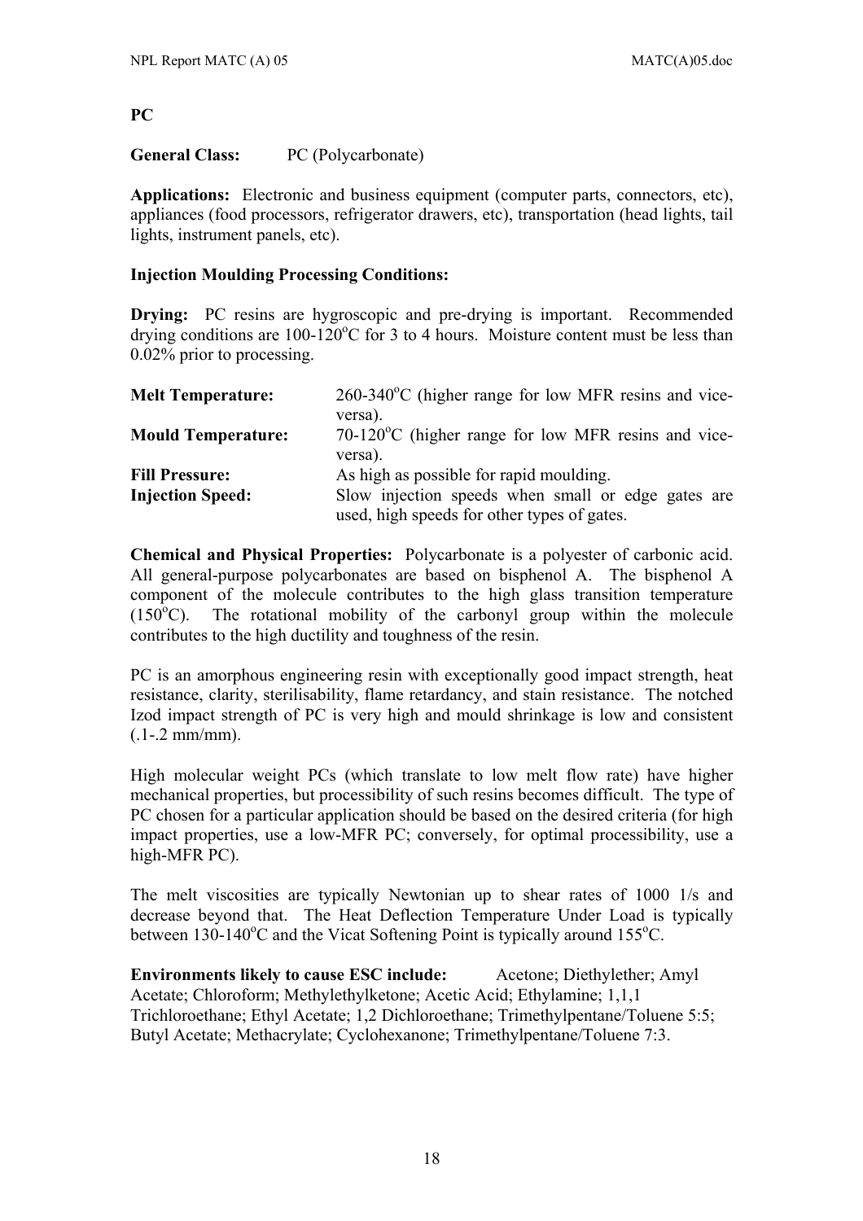**PC**

**General Class:** PC (Polycarbonate)

**Applications:** Electronic and business equipment (computer parts, connectors, etc), appliances (food processors, refrigerator drawers, etc), transportation (head lights, tail lights, instrument panels, etc).

**Injection Moulding Processing Conditions:**

**Drying:** PC resins are hygroscopic and pre-drying is important. Recommended drying conditions are 100-120$^o$C for 3 to 4 hours. Moisture content must be less than 0.02% prior to processing.

| | |
|---|---|
| **Melt Temperature:** | 260-340$^o$C (higher range for low MFR resins and vice-versa). |
| **Mould Temperature:** | 70-120$^o$C (higher range for low MFR resins and vice-versa). |
| **Fill Pressure:** | As high as possible for rapid moulding. |
| **Injection Speed:** | Slow injection speeds when small or edge gates are used, high speeds for other types of gates. |

**Chemical and Physical Properties:** Polycarbonate is a polyester of carbonic acid. All general-purpose polycarbonates are based on bisphenol A. The bisphenol A component of the molecule contributes to the high glass transition temperature (150$^o$C). The rotational mobility of the carbonyl group within the molecule contributes to the high ductility and toughness of the resin.

PC is an amorphous engineering resin with exceptionally good impact strength, heat resistance, clarity, sterilisability, flame retardancy, and stain resistance. The notched Izod impact strength of PC is very high and mould shrinkage is low and consistent (.1-.2 mm/mm).

High molecular weight PCs (which translate to low melt flow rate) have higher mechanical properties, but processibility of such resins becomes difficult. The type of PC chosen for a particular application should be based on the desired criteria (for high impact properties, use a low-MFR PC; conversely, for optimal processibility, use a high-MFR PC).

The melt viscosities are typically Newtonian up to shear rates of 1000 1/s and decrease beyond that. The Heat Deflection Temperature Under Load is typically between 130-140$^o$C and the Vicat Softening Point is typically around 155$^o$C.

**Environments likely to cause ESC include:** Acetone; Diethylether; Amyl Acetate; Chloroform; Methylethylketone; Acetic Acid; Ethylamine; 1,1,1 Trichloroethane; Ethyl Acetate; 1,2 Dichloroethane; Trimethylpentane/Toluene 5:5; Butyl Acetate; Methacrylate; Cyclohexanone; Trimethylpentane/Toluene 7:3.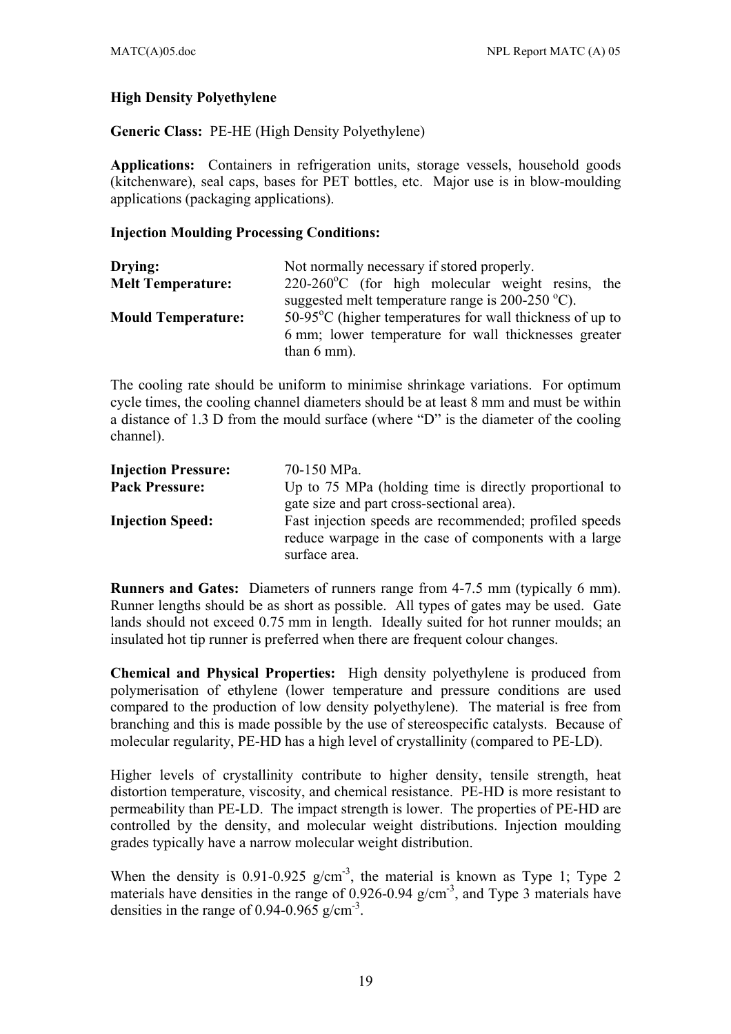**High Density Polyethylene**

**Generic Class:** PE-HE (High Density Polyethylene)

**Applications:** Containers in refrigeration units, storage vessels, household goods (kitchenware), seal caps, bases for PET bottles, etc. Major use is in blow-moulding applications (packaging applications).

**Injection Moulding Processing Conditions:**

**Drying:** Not normally necessary if stored properly.

**Melt Temperature:** 220-260°C (for high molecular weight resins, the suggested melt temperature range is 200-250 °C).

**Mould Temperature:** 50-95°C (higher temperatures for wall thickness of up to 6 mm; lower temperature for wall thicknesses greater than 6 mm).

The cooling rate should be uniform to minimise shrinkage variations. For optimum cycle times, the cooling channel diameters should be at least 8 mm and must be within a distance of 1.3 D from the mould surface (where "D" is the diameter of the cooling channel).

**Injection Pressure:** 70-150 MPa.

**Pack Pressure:** Up to 75 MPa (holding time is directly proportional to gate size and part cross-sectional area).

**Injection Speed:** Fast injection speeds are recommended; profiled speeds reduce warpage in the case of components with a large surface area.

**Runners and Gates:** Diameters of runners range from 4-7.5 mm (typically 6 mm). Runner lengths should be as short as possible. All types of gates may be used. Gate lands should not exceed 0.75 mm in length. Ideally suited for hot runner moulds; an insulated hot tip runner is preferred when there are frequent colour changes.

**Chemical and Physical Properties:** High density polyethylene is produced from polymerisation of ethylene (lower temperature and pressure conditions are used compared to the production of low density polyethylene). The material is free from branching and this is made possible by the use of stereospecific catalysts. Because of molecular regularity, PE-HD has a high level of crystallinity (compared to PE-LD).

Higher levels of crystallinity contribute to higher density, tensile strength, heat distortion temperature, viscosity, and chemical resistance. PE-HD is more resistant to permeability than PE-LD. The impact strength is lower. The properties of PE-HD are controlled by the density, and molecular weight distributions. Injection moulding grades typically have a narrow molecular weight distribution.

When the density is 0.91-0.925 $g/cm^{-3}$, the material is known as Type 1; Type 2 materials have densities in the range of 0.926-0.94 $g/cm^{-3}$, and Type 3 materials have densities in the range of 0.94-0.965 $g/cm^{-3}$.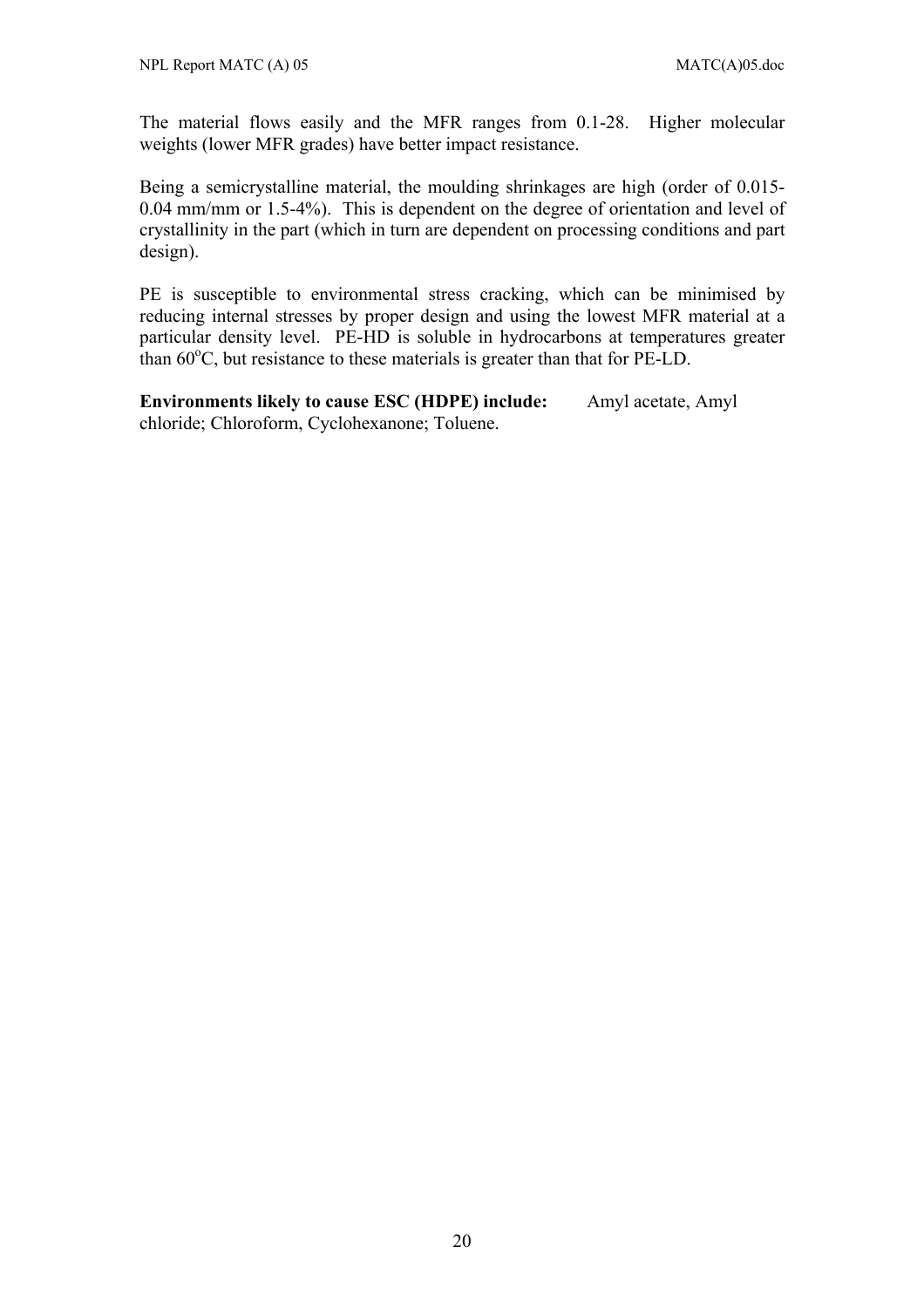The material flows easily and the MFR ranges from 0.1-28. Higher molecular weights (lower MFR grades) have better impact resistance.

Being a semicrystalline material, the moulding shrinkages are high (order of 0.015-0.04 mm/mm or 1.5-4%). This is dependent on the degree of orientation and level of crystallinity in the part (which in turn are dependent on processing conditions and part design).

PE is susceptible to environmental stress cracking, which can be minimised by reducing internal stresses by proper design and using the lowest MFR material at a particular density level. PE-HD is soluble in hydrocarbons at temperatures greater than 60$^{o}$C, but resistance to these materials is greater than that for PE-LD.

**Environments likely to cause ESC (HDPE) include:** Amyl acetate, Amyl chloride; Chloroform, Cyclohexanone; Toluene.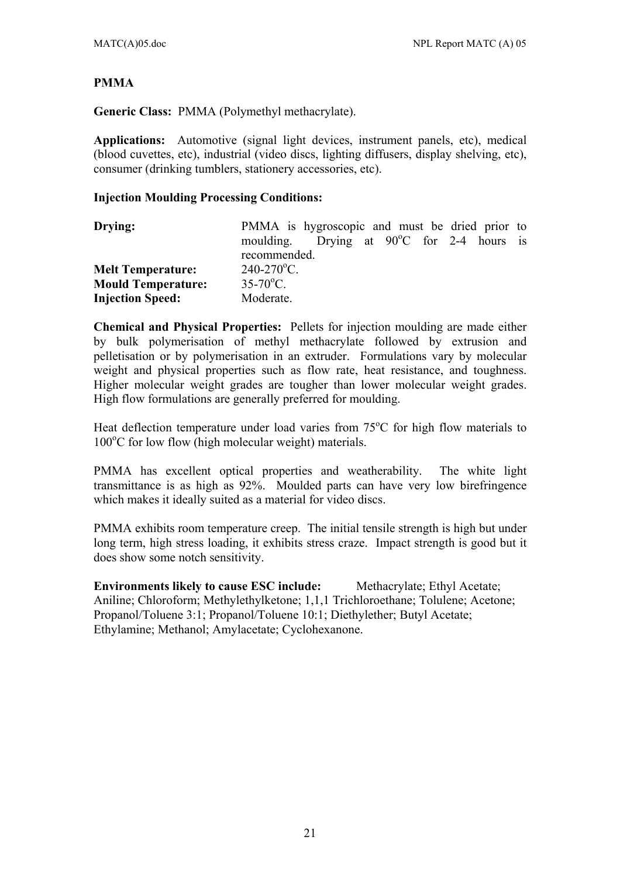**PMMA**

**Generic Class:** PMMA (Polymethyl methacrylate).

**Applications:** Automotive (signal light devices, instrument panels, etc), medical (blood cuvettes, etc), industrial (video discs, lighting diffusers, display shelving, etc), consumer (drinking tumblers, stationery accessories, etc).

**Injection Moulding Processing Conditions:**

| | |
|---|---|
| **Drying:** | PMMA is hygroscopic and must be dried prior to moulding. Drying at 90°C for 2-4 hours is recommended. |
| **Melt Temperature:** | 240-270°C. |
| **Mould Temperature:** | 35-70°C. |
| **Injection Speed:** | Moderate. |

**Chemical and Physical Properties:** Pellets for injection moulding are made either by bulk polymerisation of methyl methacrylate followed by extrusion and pelletisation or by polymerisation in an extruder. Formulations vary by molecular weight and physical properties such as flow rate, heat resistance, and toughness. Higher molecular weight grades are tougher than lower molecular weight grades. High flow formulations are generally preferred for moulding.

Heat deflection temperature under load varies from 75°C for high flow materials to 100°C for low flow (high molecular weight) materials.

PMMA has excellent optical properties and weatherability. The white light transmittance is as high as 92%. Moulded parts can have very low birefringence which makes it ideally suited as a material for video discs.

PMMA exhibits room temperature creep. The initial tensile strength is high but under long term, high stress loading, it exhibits stress craze. Impact strength is good but it does show some notch sensitivity.

**Environments likely to cause ESC include:** Methacrylate; Ethyl Acetate; Aniline; Chloroform; Methylethylketone; 1,1,1 Trichloroethane; Tolulene; Acetone; Propanol/Toluene 3:1; Propanol/Toluene 10:1; Diethylether; Butyl Acetate; Ethylamine; Methanol; Amylacetate; Cyclohexanone.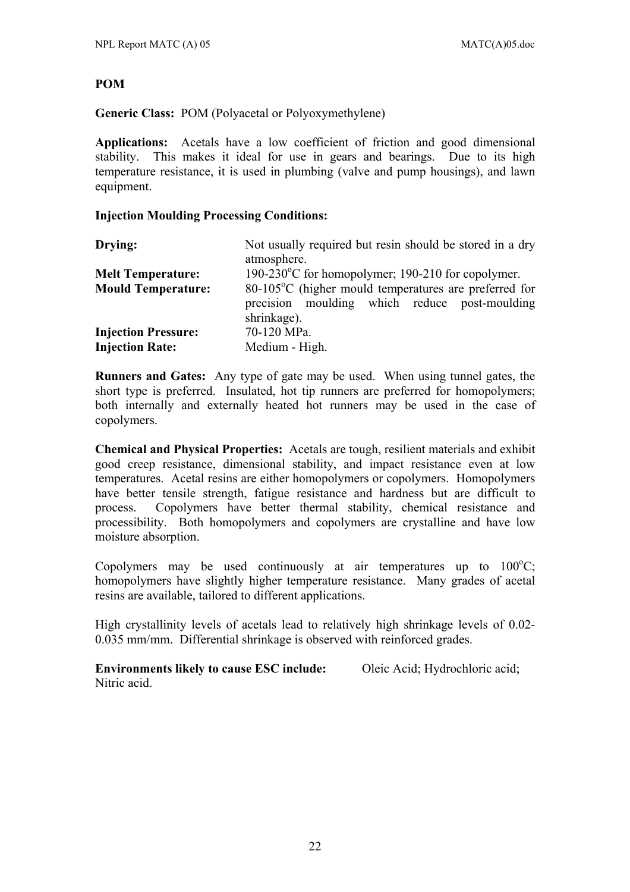**POM**

**Generic Class:** POM (Polyacetal or Polyoxymethylene)

**Applications:** Acetals have a low coefficient of friction and good dimensional stability. This makes it ideal for use in gears and bearings. Due to its high temperature resistance, it is used in plumbing (valve and pump housings), and lawn equipment.

**Injection Moulding Processing Conditions:**

| | |
|---|---|
| **Drying:** | Not usually required but resin should be stored in a dry atmosphere. |
| **Melt Temperature:** | 190-230°C for homopolymer; 190-210 for copolymer. |
| **Mould Temperature:** | 80-105°C (higher mould temperatures are preferred for precision moulding which reduce post-moulding shrinkage). |
| **Injection Pressure:** | 70-120 MPa. |
| **Injection Rate:** | Medium - High. |

**Runners and Gates:** Any type of gate may be used. When using tunnel gates, the short type is preferred. Insulated, hot tip runners are preferred for homopolymers; both internally and externally heated hot runners may be used in the case of copolymers.

**Chemical and Physical Properties:** Acetals are tough, resilient materials and exhibit good creep resistance, dimensional stability, and impact resistance even at low temperatures. Acetal resins are either homopolymers or copolymers. Homopolymers have better tensile strength, fatigue resistance and hardness but are difficult to process. Copolymers have better thermal stability, chemical resistance and processibility. Both homopolymers and copolymers are crystalline and have low moisture absorption.

Copolymers may be used continuously at air temperatures up to 100°C; homopolymers have slightly higher temperature resistance. Many grades of acetal resins are available, tailored to different applications.

High crystallinity levels of acetals lead to relatively high shrinkage levels of 0.02-0.035 mm/mm. Differential shrinkage is observed with reinforced grades.

**Environments likely to cause ESC include:** Oleic Acid; Hydrochloric acid; Nitric acid.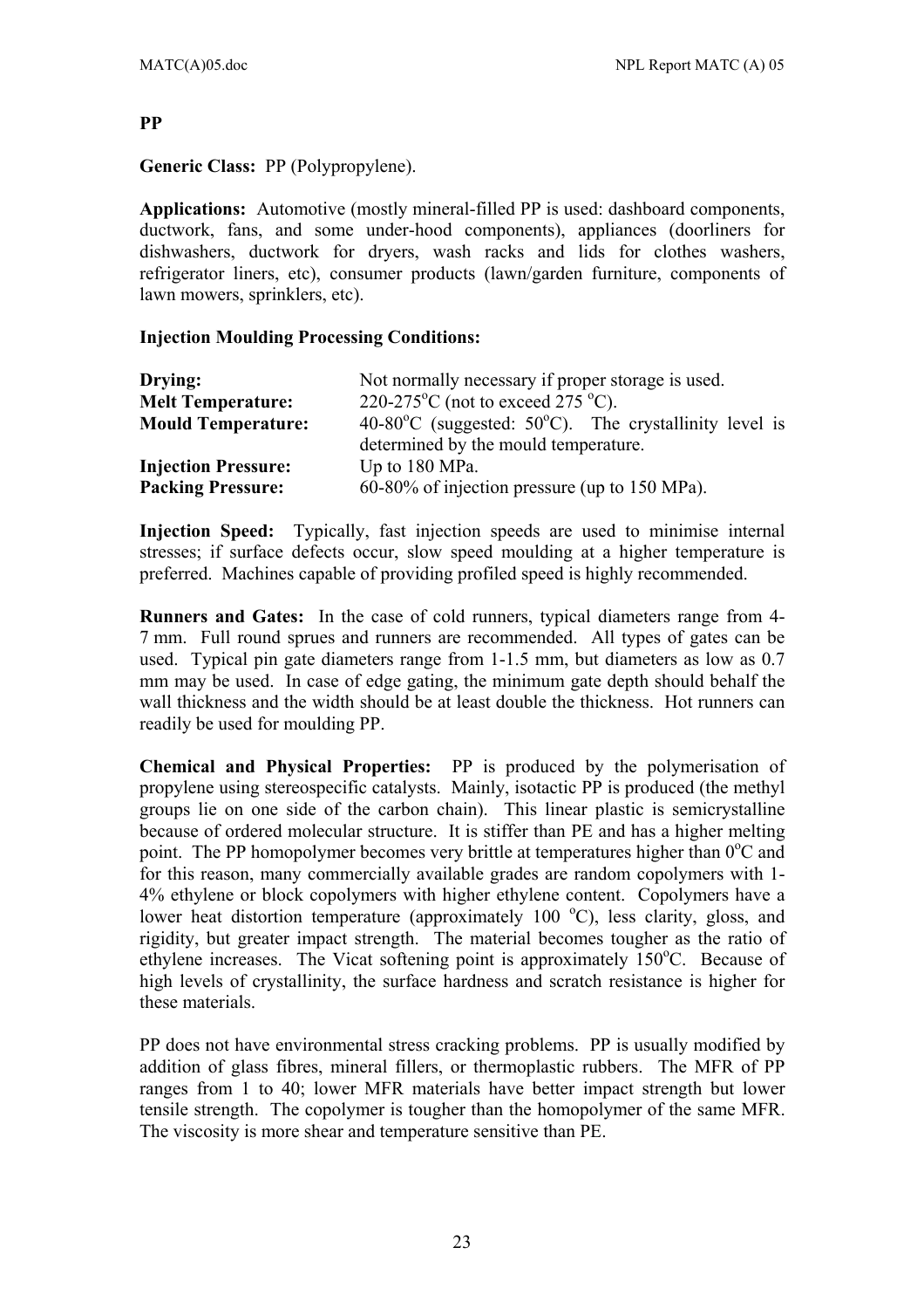**PP**

**Generic Class:** PP (Polypropylene).

**Applications:** Automotive (mostly mineral-filled PP is used: dashboard components, ductwork, fans, and some under-hood components), appliances (doorliners for dishwashers, ductwork for dryers, wash racks and lids for clothes washers, refrigerator liners, etc), consumer products (lawn/garden furniture, components of lawn mowers, sprinklers, etc).

**Injection Moulding Processing Conditions:**

| | |
|---|---|
| **Drying:** | Not normally necessary if proper storage is used. |
| **Melt Temperature:** | 220-275°C (not to exceed 275 °C). |
| **Mould Temperature:** | 40-80°C (suggested: 50°C). The crystallinity level is determined by the mould temperature. |
| **Injection Pressure:** | Up to 180 MPa. |
| **Packing Pressure:** | 60-80% of injection pressure (up to 150 MPa). |

**Injection Speed:** Typically, fast injection speeds are used to minimise internal stresses; if surface defects occur, slow speed moulding at a higher temperature is preferred. Machines capable of providing profiled speed is highly recommended.

**Runners and Gates:** In the case of cold runners, typical diameters range from 4-7 mm. Full round sprues and runners are recommended. All types of gates can be used. Typical pin gate diameters range from 1-1.5 mm, but diameters as low as 0.7 mm may be used. In case of edge gating, the minimum gate depth should behalf the wall thickness and the width should be at least double the thickness. Hot runners can readily be used for moulding PP.

**Chemical and Physical Properties:** PP is produced by the polymerisation of propylene using stereospecific catalysts. Mainly, isotactic PP is produced (the methyl groups lie on one side of the carbon chain). This linear plastic is semicrystalline because of ordered molecular structure. It is stiffer than PE and has a higher melting point. The PP homopolymer becomes very brittle at temperatures higher than 0°C and for this reason, many commercially available grades are random copolymers with 1-4% ethylene or block copolymers with higher ethylene content. Copolymers have a lower heat distortion temperature (approximately 100 °C), less clarity, gloss, and rigidity, but greater impact strength. The material becomes tougher as the ratio of ethylene increases. The Vicat softening point is approximately 150°C. Because of high levels of crystallinity, the surface hardness and scratch resistance is higher for these materials.

PP does not have environmental stress cracking problems. PP is usually modified by addition of glass fibres, mineral fillers, or thermoplastic rubbers. The MFR of PP ranges from 1 to 40; lower MFR materials have better impact strength but lower tensile strength. The copolymer is tougher than the homopolymer of the same MFR. The viscosity is more shear and temperature sensitive than PE.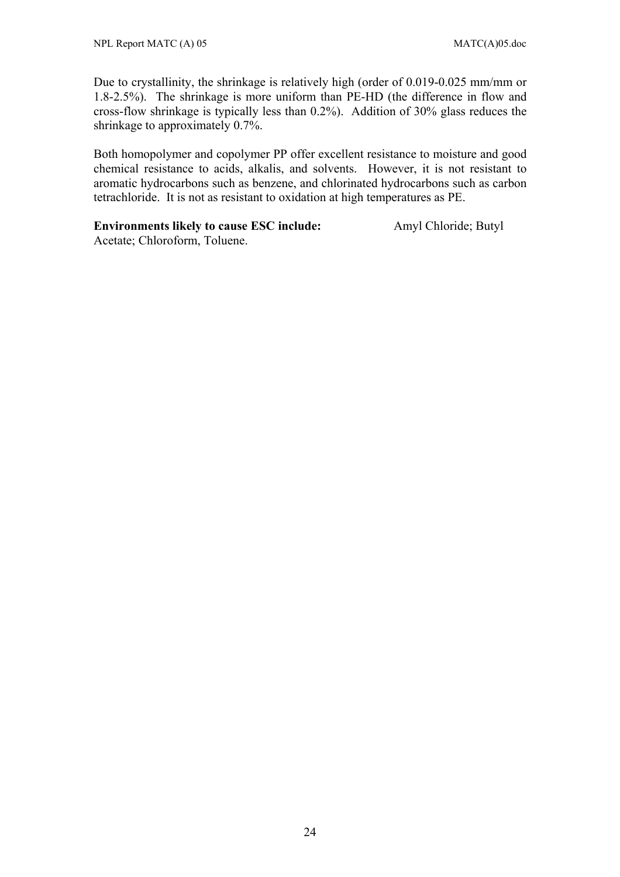Due to crystallinity, the shrinkage is relatively high (order of 0.019-0.025 mm/mm or 1.8-2.5%). The shrinkage is more uniform than PE-HD (the difference in flow and cross-flow shrinkage is typically less than 0.2%). Addition of 30% glass reduces the shrinkage to approximately 0.7%.

Both homopolymer and copolymer PP offer excellent resistance to moisture and good chemical resistance to acids, alkalis, and solvents. However, it is not resistant to aromatic hydrocarbons such as benzene, and chlorinated hydrocarbons such as carbon tetrachloride. It is not as resistant to oxidation at high temperatures as PE.

**Environments likely to cause ESC include:** Amyl Chloride; Butyl Acetate; Chloroform, Toluene.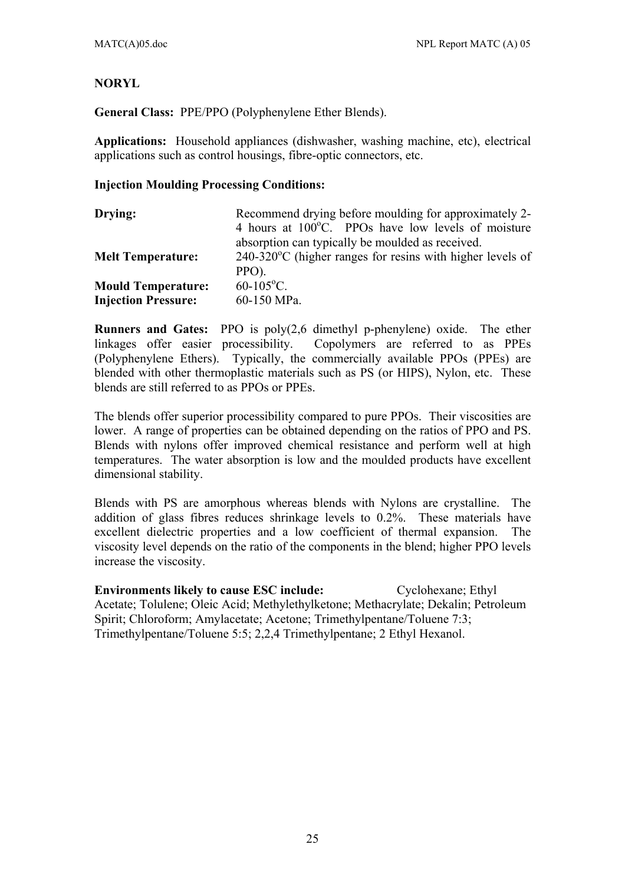**NORYL**

**General Class:** PPE/PPO (Polyphenylene Ether Blends).

**Applications:** Household appliances (dishwasher, washing machine, etc), electrical applications such as control housings, fibre-optic connectors, etc.

**Injection Moulding Processing Conditions:**

| | |
|---|---|
| **Drying:** | Recommend drying before moulding for approximately 2-4 hours at 100$^o$C. PPOs have low levels of moisture absorption can typically be moulded as received. |
| **Melt Temperature:** | 240-320$^o$C (higher ranges for resins with higher levels of PPO). |
| **Mould Temperature:** | 60-105$^o$C. |
| **Injection Pressure:** | 60-150 MPa. |

**Runners and Gates:** PPO is poly(2,6 dimethyl p-phenylene) oxide. The ether linkages offer easier processibility. Copolymers are referred to as PPEs (Polyphenylene Ethers). Typically, the commercially available PPOs (PPEs) are blended with other thermoplastic materials such as PS (or HIPS), Nylon, etc. These blends are still referred to as PPOs or PPEs.

The blends offer superior processibility compared to pure PPOs. Their viscosities are lower. A range of properties can be obtained depending on the ratios of PPO and PS. Blends with nylons offer improved chemical resistance and perform well at high temperatures. The water absorption is low and the moulded products have excellent dimensional stability.

Blends with PS are amorphous whereas blends with Nylons are crystalline. The addition of glass fibres reduces shrinkage levels to 0.2%. These materials have excellent dielectric properties and a low coefficient of thermal expansion. The viscosity level depends on the ratio of the components in the blend; higher PPO levels increase the viscosity.

**Environments likely to cause ESC include:** Cyclohexane; Ethyl Acetate; Tolulene; Oleic Acid; Methylethylketone; Methacrylate; Dekalin; Petroleum Spirit; Chloroform; Amylacetate; Acetone; Trimethylpentane/Toluene 7:3; Trimethylpentane/Toluene 5:5; 2,2,4 Trimethylpentane; 2 Ethyl Hexanol.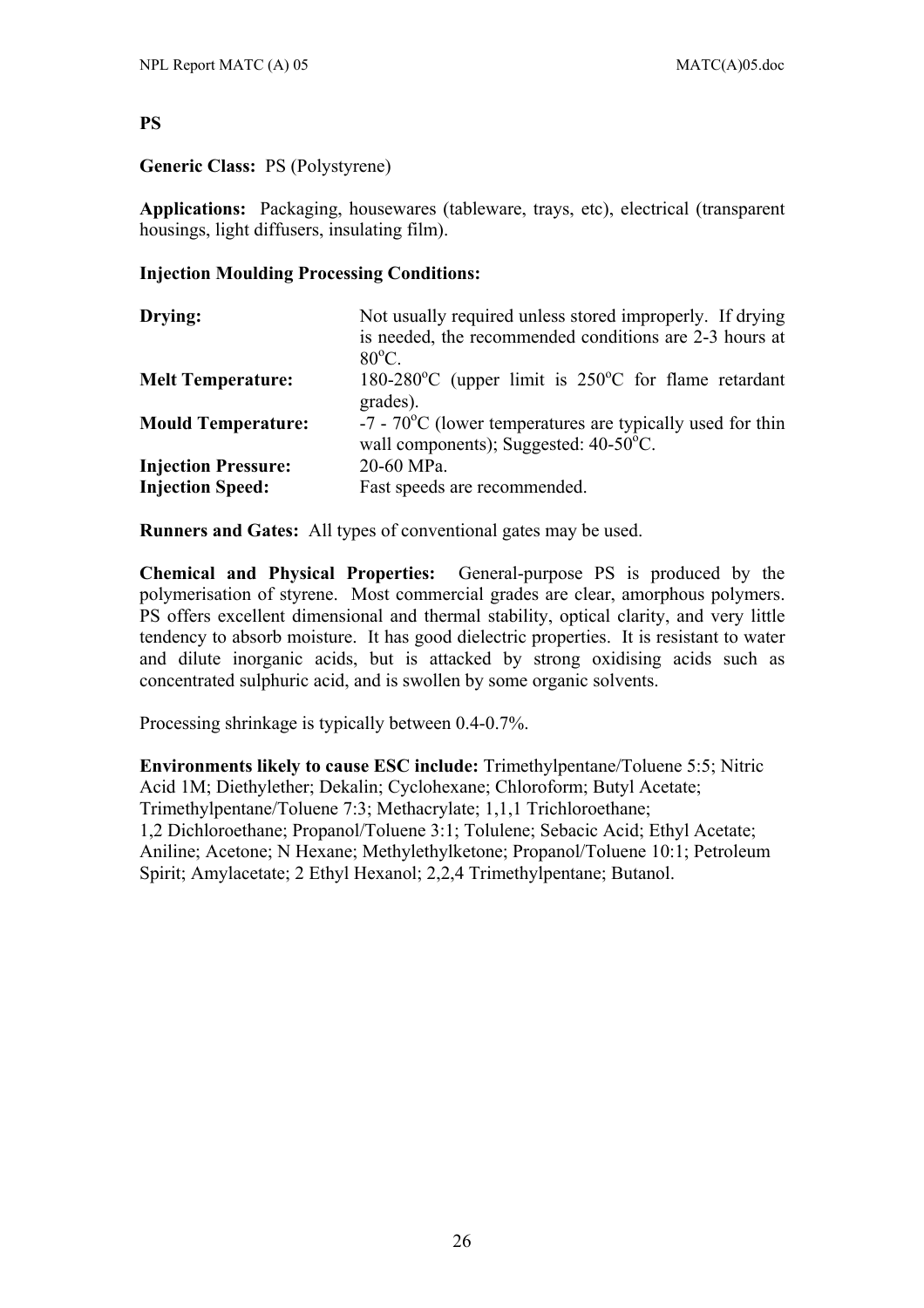**PS**

**Generic Class:** PS (Polystyrene)

**Applications:** Packaging, housewares (tableware, trays, etc), electrical (transparent housings, light diffusers, insulating film).

**Injection Moulding Processing Conditions:**

| | |
|---|---|
| **Drying:** | Not usually required unless stored improperly. If drying is needed, the recommended conditions are 2-3 hours at 80°C. |
| **Melt Temperature:** | 180-280°C (upper limit is 250°C for flame retardant grades). |
| **Mould Temperature:** | -7 - 70°C (lower temperatures are typically used for thin wall components); Suggested: 40-50°C. |
| **Injection Pressure:** | 20-60 MPa. |
| **Injection Speed:** | Fast speeds are recommended. |

**Runners and Gates:** All types of conventional gates may be used.

**Chemical and Physical Properties:** General-purpose PS is produced by the polymerisation of styrene. Most commercial grades are clear, amorphous polymers. PS offers excellent dimensional and thermal stability, optical clarity, and very little tendency to absorb moisture. It has good dielectric properties. It is resistant to water and dilute inorganic acids, but is attacked by strong oxidising acids such as concentrated sulphuric acid, and is swollen by some organic solvents.

Processing shrinkage is typically between 0.4-0.7%.

**Environments likely to cause ESC include:** Trimethylpentane/Toluene 5:5; Nitric Acid 1M; Diethylether; Dekalin; Cyclohexane; Chloroform; Butyl Acetate; Trimethylpentane/Toluene 7:3; Methacrylate; 1,1,1 Trichloroethane; 1,2 Dichloroethane; Propanol/Toluene 3:1; Tolulene; Sebacic Acid; Ethyl Acetate; Aniline; Acetone; N Hexane; Methylethylketone; Propanol/Toluene 10:1; Petroleum Spirit; Amylacetate; 2 Ethyl Hexanol; 2,2,4 Trimethylpentane; Butanol.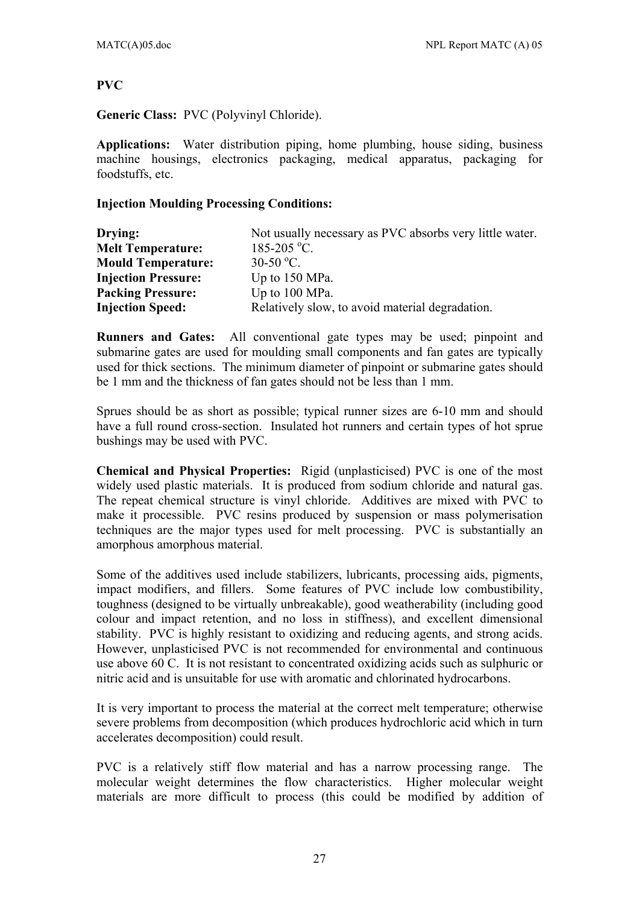**PVC**

**Generic Class:** PVC (Polyvinyl Chloride).

**Applications:** Water distribution piping, home plumbing, house siding, business machine housings, electronics packaging, medical apparatus, packaging for foodstuffs, etc.

**Injection Moulding Processing Conditions:**

| | |
|---|---|
| **Drying:** | Not usually necessary as PVC absorbs very little water. |
| **Melt Temperature:** | 185-205 $^{o}$C. |
| **Mould Temperature:** | 30-50 $^{o}$C. |
| **Injection Pressure:** | Up to 150 MPa. |
| **Packing Pressure:** | Up to 100 MPa. |
| **Injection Speed:** | Relatively slow, to avoid material degradation. |

**Runners and Gates:** All conventional gate types may be used; pinpoint and submarine gates are used for moulding small components and fan gates are typically used for thick sections. The minimum diameter of pinpoint or submarine gates should be 1 mm and the thickness of fan gates should not be less than 1 mm.

Sprues should be as short as possible; typical runner sizes are 6-10 mm and should have a full round cross-section. Insulated hot runners and certain types of hot sprue bushings may be used with PVC.

**Chemical and Physical Properties:** Rigid (unplasticised) PVC is one of the most widely used plastic materials. It is produced from sodium chloride and natural gas. The repeat chemical structure is vinyl chloride. Additives are mixed with PVC to make it processible. PVC resins produced by suspension or mass polymerisation techniques are the major types used for melt processing. PVC is substantially an amorphous amorphous material.

Some of the additives used include stabilizers, lubricants, processing aids, pigments, impact modifiers, and fillers. Some features of PVC include low combustibility, toughness (designed to be virtually unbreakable), good weatherability (including good colour and impact retention, and no loss in stiffness), and excellent dimensional stability. PVC is highly resistant to oxidizing and reducing agents, and strong acids. However, unplasticised PVC is not recommended for environmental and continuous use above 60 C. It is not resistant to concentrated oxidizing acids such as sulphuric or nitric acid and is unsuitable for use with aromatic and chlorinated hydrocarbons.

It is very important to process the material at the correct melt temperature; otherwise severe problems from decomposition (which produces hydrochloric acid which in turn accelerates decomposition) could result.

PVC is a relatively stiff flow material and has a narrow processing range. The molecular weight determines the flow characteristics. Higher molecular weight materials are more difficult to process (this could be modified by addition of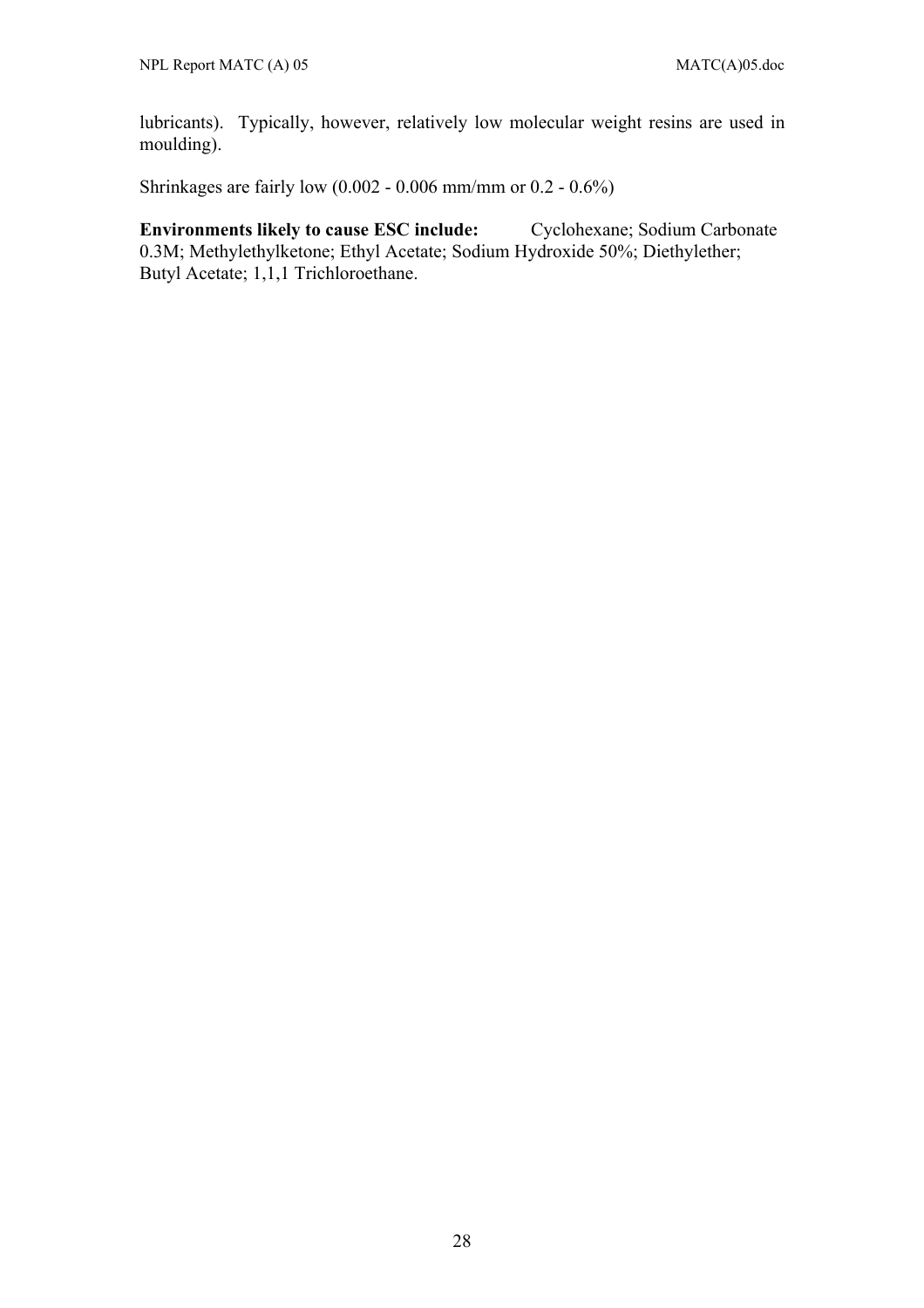lubricants). Typically, however, relatively low molecular weight resins are used in moulding).

Shrinkages are fairly low (0.002 - 0.006 mm/mm or 0.2 - 0.6%)

**Environments likely to cause ESC include:** Cyclohexane; Sodium Carbonate 0.3M; Methylethylketone; Ethyl Acetate; Sodium Hydroxide 50%; Diethylether; Butyl Acetate; 1,1,1 Trichloroethane.